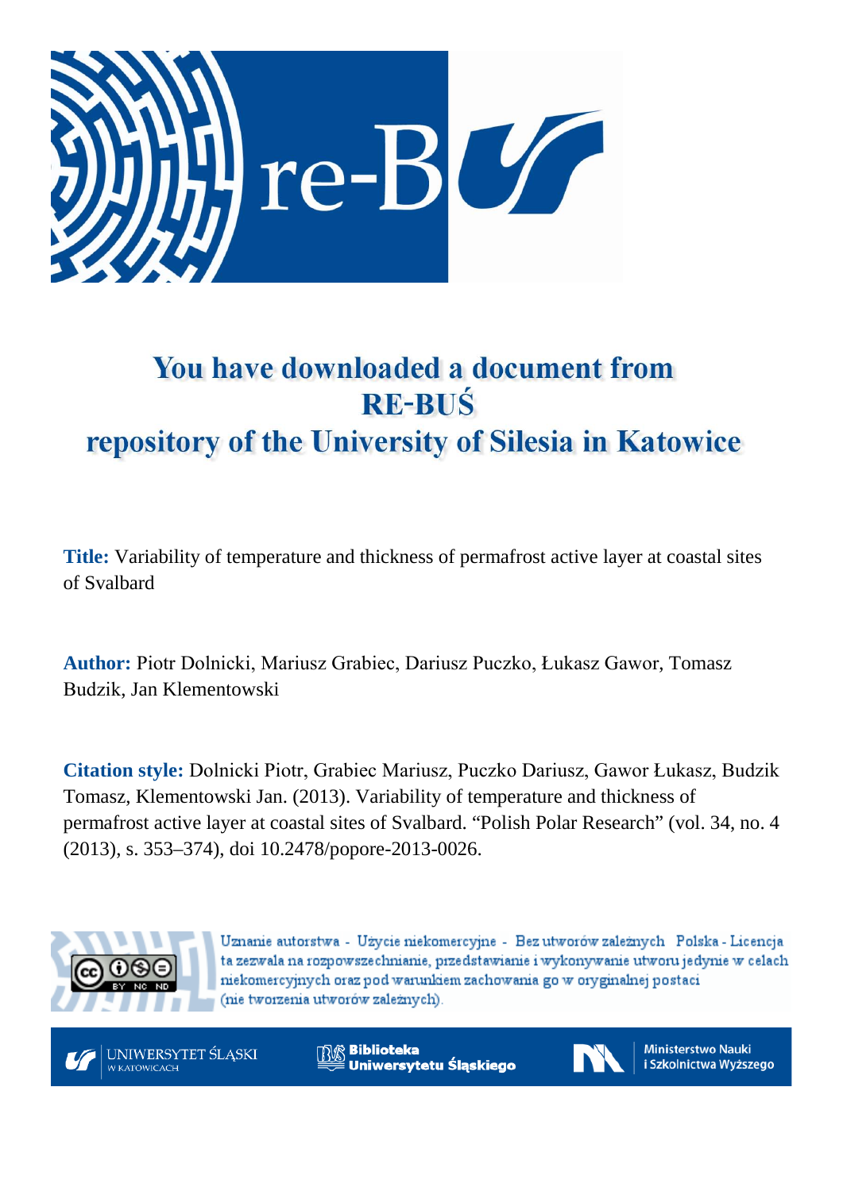# You have downloaded a document from RE-BUŚ repository of the University of Silesia in Katowice

**Title:** Variability of temperature and thickness of permafrost active layer at coastal sites of Svalbard

**Author:** Piotr Dolnicki, Mariusz Grabiec, Dariusz Puczko, Łukasz Gawor, Tomasz Budzik, Jan Klementowski

**Citation style:** Dolnicki Piotr, Grabiec Mariusz, Puczko Dariusz, Gawor Łukasz, Budzik Tomasz, Klementowski Jan. (2013). Variability of temperature and thickness of permafrost active layer at coastal sites of Svalbard. "Polish Polar Research" (vol. 34, no. 4 (2013), s. 353–374), doi 10.2478/popore-2013-0026.

Uznanie autorstwa - Użycie niekomercyjne - Bez utworów zależnych Polska - Licencja ta zezwala na rozpowszechnianie, przedstawianie i wykonywanie utworu jedynie w celach niekomercyjnych oraz pod warunkiem zachowania go w oryginalnej postaci (nie tworzenia utworów zależnych).

UNIWERSYTET ŚLĄSKI W KATOWICACH

Biblioteka Uniwersytetu Śląskiego

Ministerstwo Nauki i Szkolnictwa Wyższego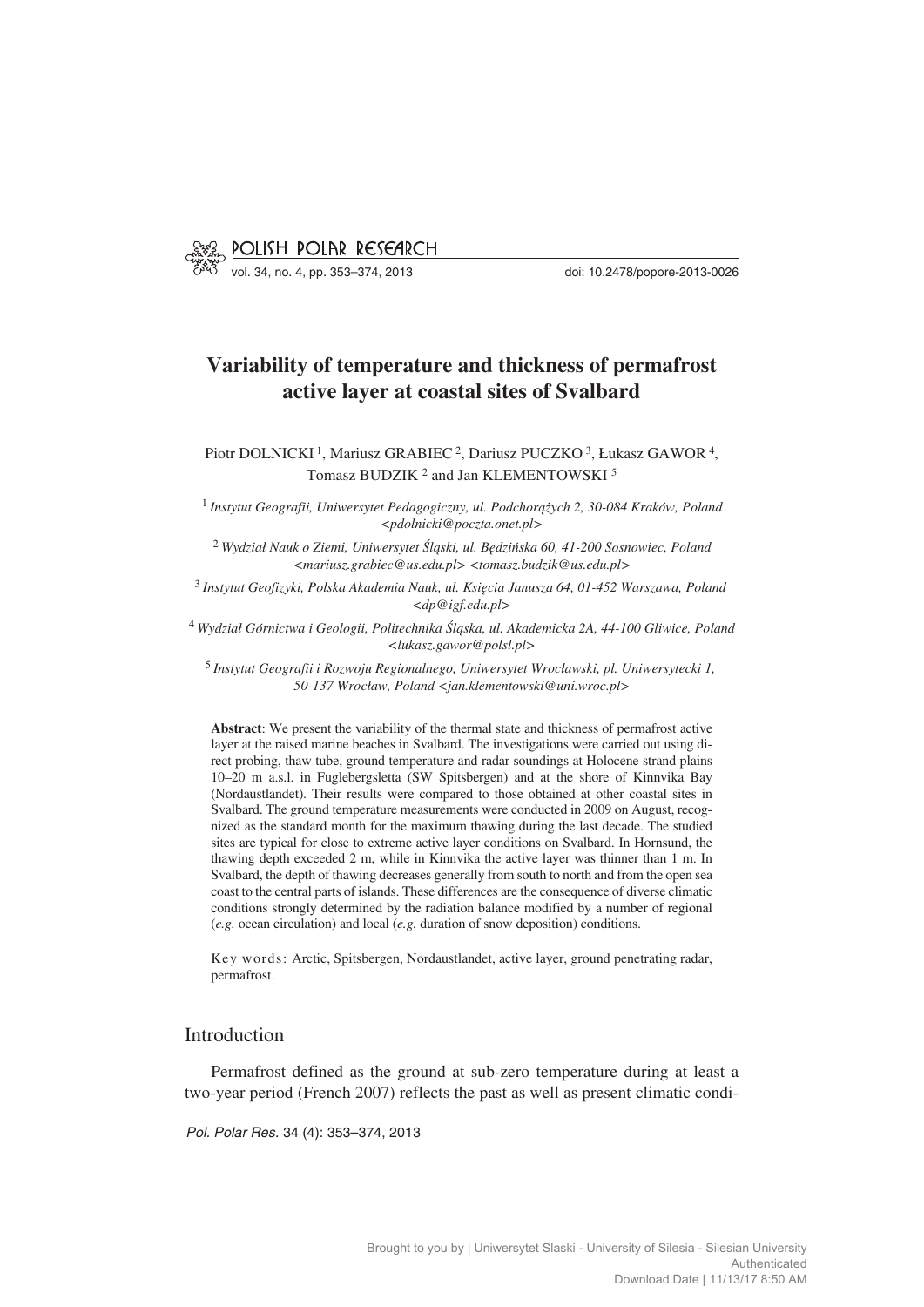# Variability of temperature and thickness of permafrost active layer at coastal sites of Svalbard

Piotr DOLNICKI [1], Mariusz GRABIEC [2], Dariusz PUCZKO [3], Łukasz GAWOR [4], Tomasz BUDZIK [2] and Jan KLEMENTOWSKI [5]

[1] *Instytut Geografii, Uniwersytet Pedagogiczny, ul. Podchorążych 2, 30-084 Kraków, Poland <pdolnicki@poczta.onet.pl>*

[2] *Wydział Nauk o Ziemi, Uniwersytet Śląski, ul. Będzińska 60, 41-200 Sosnowiec, Poland <mariusz.grabiec@us.edu.pl> <tomasz.budzik@us.edu.pl>*

[3] *Instytut Geofizyki, Polska Akademia Nauk, ul. Księcia Janusza 64, 01-452 Warszawa, Poland <dp@igf.edu.pl>*

[4] *Wydział Górnictwa i Geologii, Politechnika Śląska, ul. Akademicka 2A, 44-100 Gliwice, Poland <lukasz.gawor@polsl.pl>*

[5] *Instytut Geografii i Rozwoju Regionalnego, Uniwersytet Wrocławski, pl. Uniwersytecki 1, 50-137 Wrocław, Poland <jan.klementowski@uni.wroc.pl>*

**Abstract**: We present the variability of the thermal state and thickness of permafrost active layer at the raised marine beaches in Svalbard. The investigations were carried out using direct probing, thaw tube, ground temperature and radar soundings at Holocene strand plains 10–20 m a.s.l. in Fuglebergsletta (SW Spitsbergen) and at the shore of Kinnvika Bay (Nordaustlandet). Their results were compared to those obtained at other coastal sites in Svalbard. The ground temperature measurements were conducted in 2009 on August, recognized as the standard month for the maximum thawing during the last decade. The studied sites are typical for close to extreme active layer conditions on Svalbard. In Hornsund, the thawing depth exceeded 2 m, while in Kinnvika the active layer was thinner than 1 m. In Svalbard, the depth of thawing decreases generally from south to north and from the open sea coast to the central parts of islands. These differences are the consequence of diverse climatic conditions strongly determined by the radiation balance modified by a number of regional (*e.g.* ocean circulation) and local (*e.g.* duration of snow deposition) conditions.

Key words: Arctic, Spitsbergen, Nordaustlandet, active layer, ground penetrating radar, permafrost.

## Introduction

Permafrost defined as the ground at sub-zero temperature during at least a two-year period (French 2007) reflects the past as well as present climatic condi-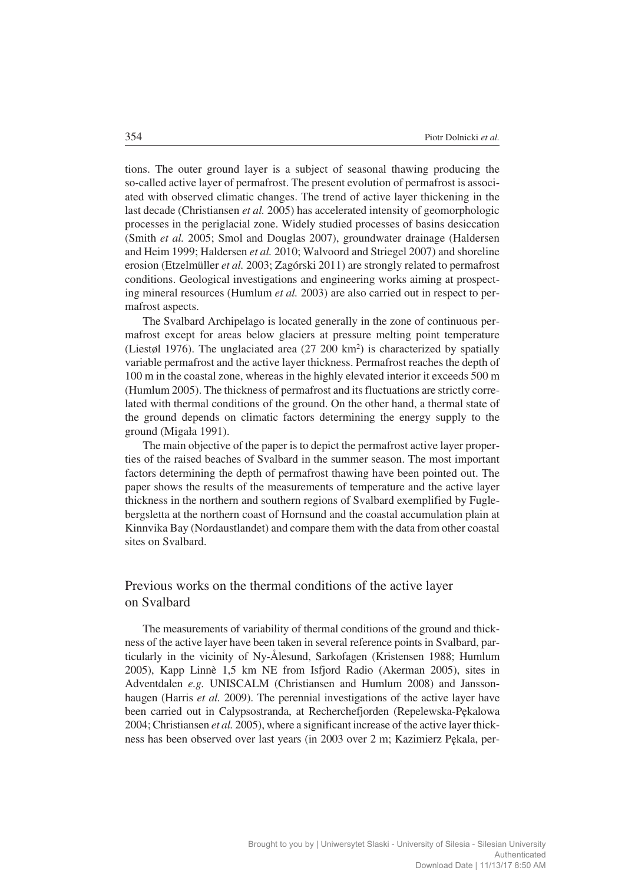tions. The outer ground layer is a subject of seasonal thawing producing the so-called active layer of permafrost. The present evolution of permafrost is associated with observed climatic changes. The trend of active layer thickening in the last decade (Christiansen *et al.* 2005) has accelerated intensity of geomorphologic processes in the periglacial zone. Widely studied processes of basins desiccation (Smith *et al.* 2005; Smol and Douglas 2007), groundwater drainage (Haldersen and Heim 1999; Haldersen *et al.* 2010; Walvoord and Striegel 2007) and shoreline erosion (Etzelmüller *et al.* 2003; Zagórski 2011) are strongly related to permafrost conditions. Geological investigations and engineering works aiming at prospecting mineral resources (Humlum *et al.* 2003) are also carried out in respect to permafrost aspects.

The Svalbard Archipelago is located generally in the zone of continuous permafrost except for areas below glaciers at pressure melting point temperature (Liestøl 1976). The unglaciated area (27 200 km$^2$) is characterized by spatially variable permafrost and the active layer thickness. Permafrost reaches the depth of 100 m in the coastal zone, whereas in the highly elevated interior it exceeds 500 m (Humlum 2005). The thickness of permafrost and its fluctuations are strictly correlated with thermal conditions of the ground. On the other hand, a thermal state of the ground depends on climatic factors determining the energy supply to the ground (Migała 1991).

The main objective of the paper is to depict the permafrost active layer properties of the raised beaches of Svalbard in the summer season. The most important factors determining the depth of permafrost thawing have been pointed out. The paper shows the results of the measurements of temperature and the active layer thickness in the northern and southern regions of Svalbard exemplified by Fuglebergsletta at the northern coast of Hornsund and the coastal accumulation plain at Kinnvika Bay (Nordaustlandet) and compare them with the data from other coastal sites on Svalbard.

## Previous works on the thermal conditions of the active layer on Svalbard

The measurements of variability of thermal conditions of the ground and thickness of the active layer have been taken in several reference points in Svalbard, particularly in the vicinity of Ny-Ålesund, Sarkofagen (Kristensen 1988; Humlum 2005), Kapp Linnè 1,5 km NE from Isfjord Radio (Akerman 2005), sites in Adventdalen *e.g.* UNISCALM (Christiansen and Humlum 2008) and Janssonhaugen (Harris *et al.* 2009). The perennial investigations of the active layer have been carried out in Calypsostranda, at Recherchefjorden (Repelewska-Pękalowa 2004; Christiansen *et al.* 2005), where a significant increase of the active layer thickness has been observed over last years (in 2003 over 2 m; Kazimierz Pękala, per-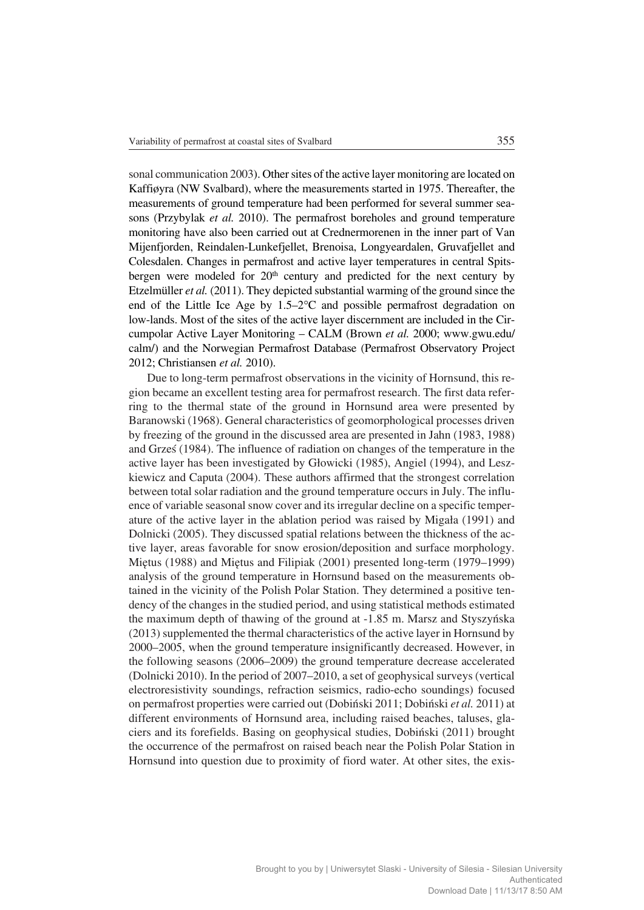sonal communication 2003). Other sites of the active layer monitoring are located on Kaffiøyra (NW Svalbard), where the measurements started in 1975. Thereafter, the measurements of ground temperature had been performed for several summer seasons (Przybylak *et al.* 2010). The permafrost boreholes and ground temperature monitoring have also been carried out at Crednermorenen in the inner part of Van Mijenfjorden, Reindalen-Lunkefjellet, Brenoisa, Longyeardalen, Gruvafjellet and Colesdalen. Changes in permafrost and active layer temperatures in central Spitsbergen were modeled for 20th century and predicted for the next century by Etzelmüller *et al.* (2011). They depicted substantial warming of the ground since the end of the Little Ice Age by 1.5–2°C and possible permafrost degradation on low-lands. Most of the sites of the active layer discernment are included in the Circumpolar Active Layer Monitoring – CALM (Brown *et al.* 2000; www.gwu.edu/calm/) and the Norwegian Permafrost Database (Permafrost Observatory Project 2012; Christiansen *et al.* 2010).

Due to long-term permafrost observations in the vicinity of Hornsund, this region became an excellent testing area for permafrost research. The first data referring to the thermal state of the ground in Hornsund area were presented by Baranowski (1968). General characteristics of geomorphological processes driven by freezing of the ground in the discussed area are presented in Jahn (1983, 1988) and Grześ (1984). The influence of radiation on changes of the temperature in the active layer has been investigated by Głowicki (1985), Angiel (1994), and Leszkiewicz and Caputa (2004). These authors affirmed that the strongest correlation between total solar radiation and the ground temperature occurs in July. The influence of variable seasonal snow cover and its irregular decline on a specific temperature of the active layer in the ablation period was raised by Migała (1991) and Dolnicki (2005). They discussed spatial relations between the thickness of the active layer, areas favorable for snow erosion/deposition and surface morphology. Miętus (1988) and Miętus and Filipiak (2001) presented long-term (1979–1999) analysis of the ground temperature in Hornsund based on the measurements obtained in the vicinity of the Polish Polar Station. They determined a positive tendency of the changes in the studied period, and using statistical methods estimated the maximum depth of thawing of the ground at -1.85 m. Marsz and Styszyńska (2013) supplemented the thermal characteristics of the active layer in Hornsund by 2000–2005, when the ground temperature insignificantly decreased. However, in the following seasons (2006–2009) the ground temperature decrease accelerated (Dolnicki 2010). In the period of 2007–2010, a set of geophysical surveys (vertical electroresistivity soundings, refraction seismics, radio-echo soundings) focused on permafrost properties were carried out (Dobiński 2011; Dobiński *et al.* 2011) at different environments of Hornsund area, including raised beaches, taluses, glaciers and its forefields. Basing on geophysical studies, Dobiński (2011) brought the occurrence of the permafrost on raised beach near the Polish Polar Station in Hornsund into question due to proximity of fiord water. At other sites, the exis-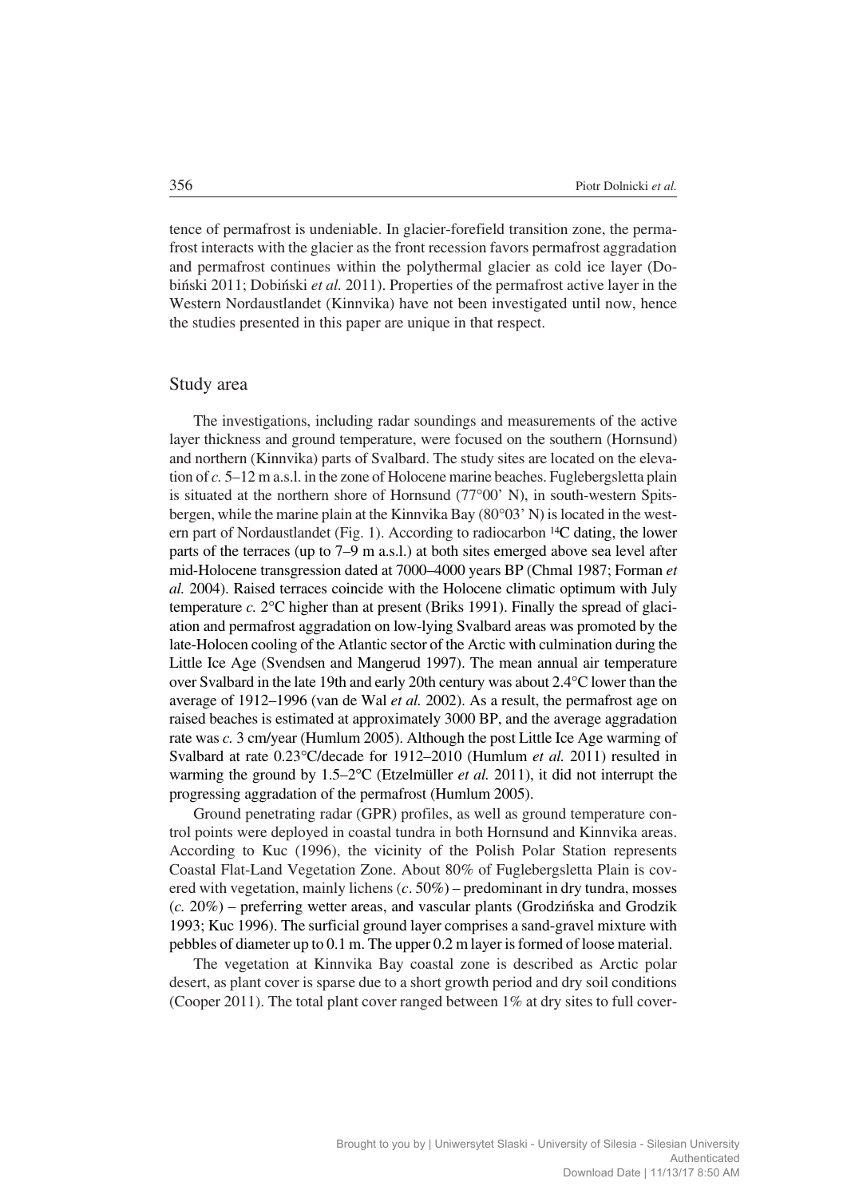tence of permafrost is undeniable. In glacier-forefield transition zone, the permafrost interacts with the glacier as the front recession favors permafrost aggradation and permafrost continues within the polythermal glacier as cold ice layer (Dobiński 2011; Dobiński *et al.* 2011). Properties of the permafrost active layer in the Western Nordaustlandet (Kinnvika) have not been investigated until now, hence the studies presented in this paper are unique in that respect.

## Study area

The investigations, including radar soundings and measurements of the active layer thickness and ground temperature, were focused on the southern (Hornsund) and northern (Kinnvika) parts of Svalbard. The study sites are located on the elevation of *c.* 5–12 m a.s.l. in the zone of Holocene marine beaches. Fuglebergsletta plain is situated at the northern shore of Hornsund (77°00' N), in south-western Spitsbergen, while the marine plain at the Kinnvika Bay (80°03' N) is located in the western part of Nordaustlandet (Fig. 1). According to radiocarbon $^{14}C$ dating, the lower parts of the terraces (up to 7–9 m a.s.l.) at both sites emerged above sea level after mid-Holocene transgression dated at 7000–4000 years BP (Chmal 1987; Forman *et al.* 2004). Raised terraces coincide with the Holocene climatic optimum with July temperature *c.* 2°C higher than at present (Briks 1991). Finally the spread of glaciation and permafrost aggradation on low-lying Svalbard areas was promoted by the late-Holocen cooling of the Atlantic sector of the Arctic with culmination during the Little Ice Age (Svendsen and Mangerud 1997). The mean annual air temperature over Svalbard in the late 19th and early 20th century was about 2.4°C lower than the average of 1912–1996 (van de Wal *et al.* 2002). As a result, the permafrost age on raised beaches is estimated at approximately 3000 BP, and the average aggradation rate was *c.* 3 cm/year (Humlum 2005). Although the post Little Ice Age warming of Svalbard at rate 0.23°C/decade for 1912–2010 (Humlum *et al.* 2011) resulted in warming the ground by 1.5–2°C (Etzelmüller *et al.* 2011), it did not interrupt the progressing aggradation of the permafrost (Humlum 2005).

Ground penetrating radar (GPR) profiles, as well as ground temperature control points were deployed in coastal tundra in both Hornsund and Kinnvika areas. According to Kuc (1996), the vicinity of the Polish Polar Station represents Coastal Flat-Land Vegetation Zone. About 80% of Fuglebergsletta Plain is covered with vegetation, mainly lichens (*c*. 50%) – predominant in dry tundra, mosses (*c.* 20%) – preferring wetter areas, and vascular plants (Grodzińska and Grodzik 1993; Kuc 1996). The surficial ground layer comprises a sand-gravel mixture with pebbles of diameter up to 0.1 m. The upper 0.2 m layer is formed of loose material.

The vegetation at Kinnvika Bay coastal zone is described as Arctic polar desert, as plant cover is sparse due to a short growth period and dry soil conditions (Cooper 2011). The total plant cover ranged between 1% at dry sites to full cover-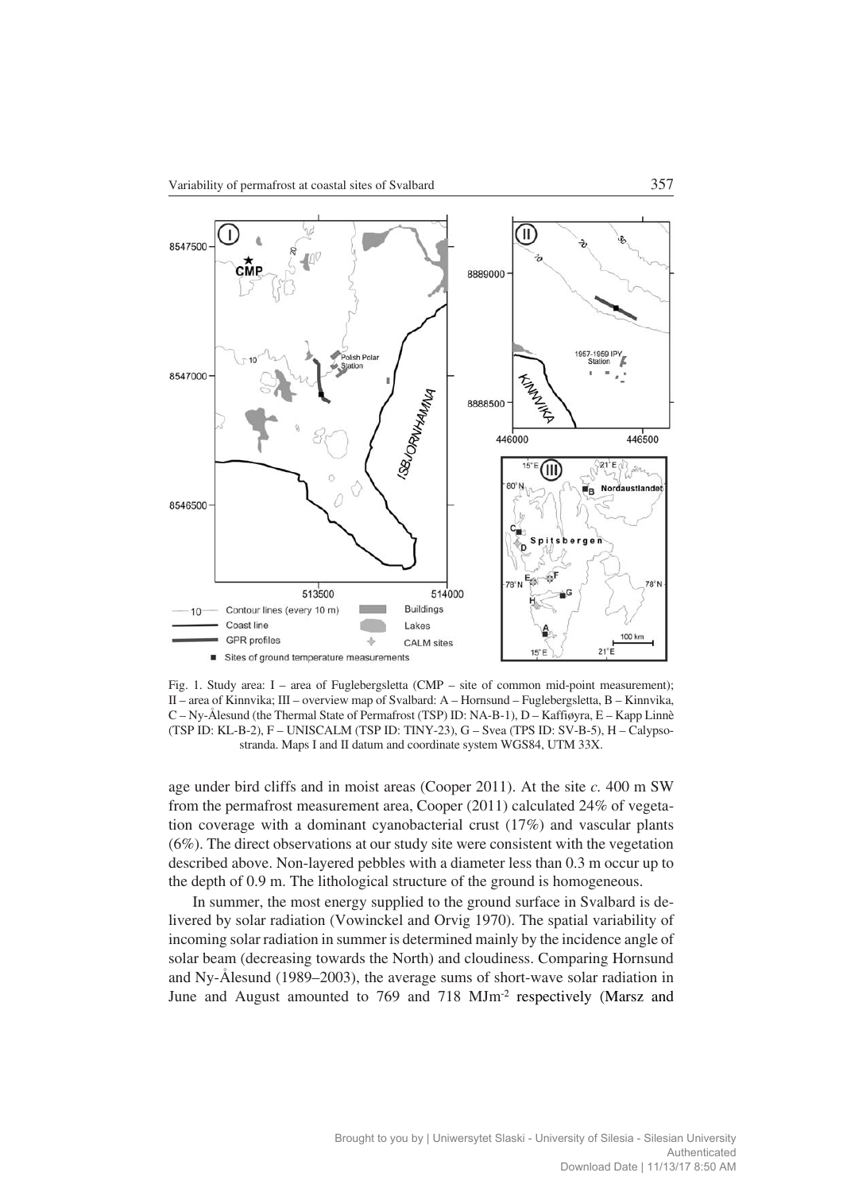Fig. 1. Study area: I – area of Fuglebergsletta (CMP – site of common mid-point measurement); II – area of Kinnvika; III – overview map of Svalbard: A – Hornsund – Fuglebergsletta, B – Kinnvika, C – Ny-Ålesund (the Thermal State of Permafrost (TSP) ID: NA-B-1), D – Kaffiøyra, E – Kapp Linnè (TSP ID: KL-B-2), F – UNISCALM (TSP ID: TINY-23), G – Svea (TPS ID: SV-B-5), H – Calypsostranda. Maps I and II datum and coordinate system WGS84, UTM 33X.

age under bird cliffs and in moist areas (Cooper 2011). At the site *c.* 400 m SW from the permafrost measurement area, Cooper (2011) calculated 24% of vegetation coverage with a dominant cyanobacterial crust (17%) and vascular plants (6%). The direct observations at our study site were consistent with the vegetation described above. Non-layered pebbles with a diameter less than 0.3 m occur up to the depth of 0.9 m. The lithological structure of the ground is homogeneous.

In summer, the most energy supplied to the ground surface in Svalbard is delivered by solar radiation (Vowinckel and Orvig 1970). The spatial variability of incoming solar radiation in summer is determined mainly by the incidence angle of solar beam (decreasing towards the North) and cloudiness. Comparing Hornsund and Ny-Ålesund (1989–2003), the average sums of short-wave solar radiation in June and August amounted to 769 and 718 $MJm^{-2}$ respectively (Marsz and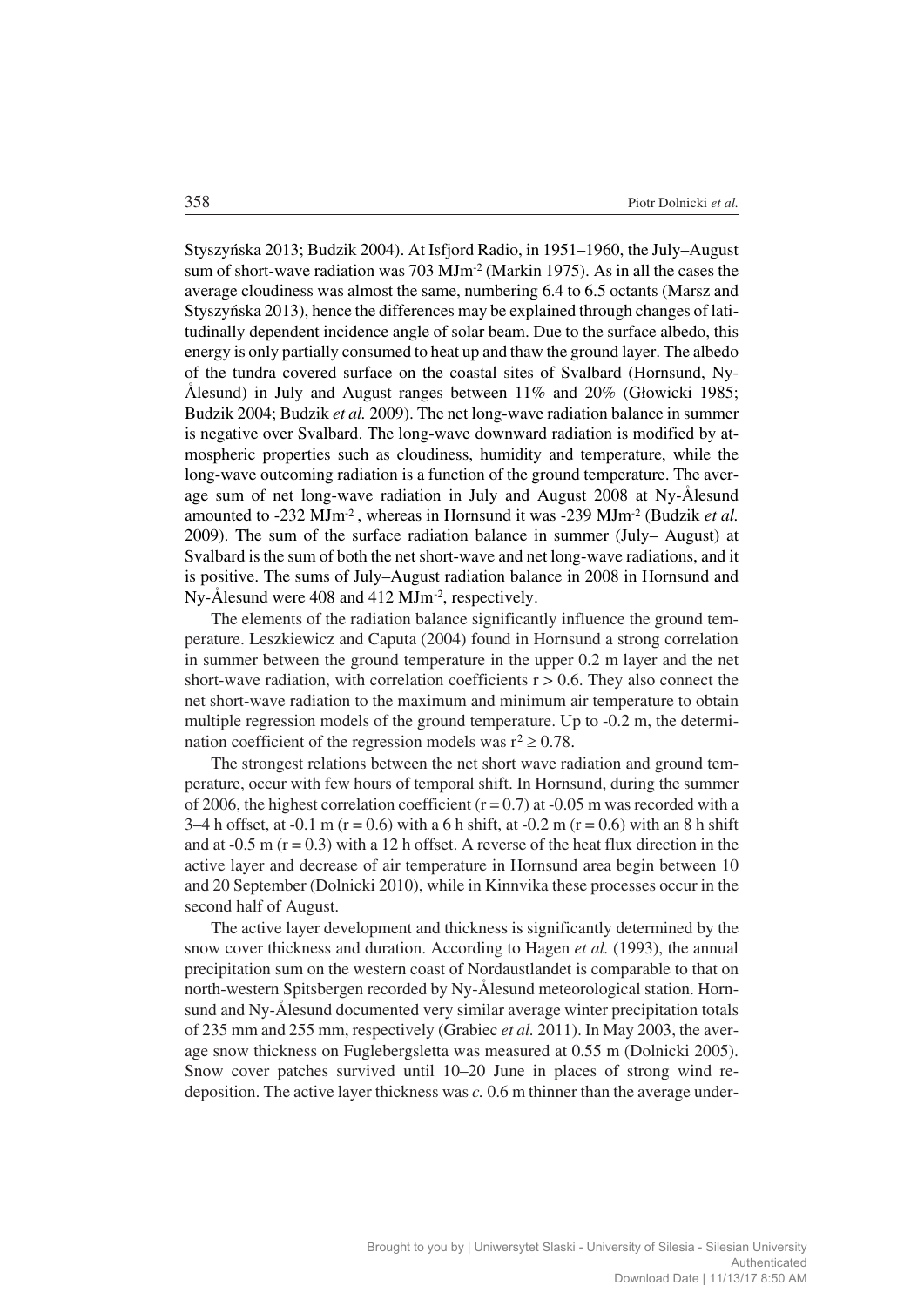Styszyńska 2013; Budzik 2004). At Isfjord Radio, in 1951–1960, the July–August sum of short-wave radiation was 703 $MJm^{-2}$ (Markin 1975). As in all the cases the average cloudiness was almost the same, numbering 6.4 to 6.5 octants (Marsz and Styszyńska 2013), hence the differences may be explained through changes of latitudinally dependent incidence angle of solar beam. Due to the surface albedo, this energy is only partially consumed to heat up and thaw the ground layer. The albedo of the tundra covered surface on the coastal sites of Svalbard (Hornsund, Ny-Ålesund) in July and August ranges between 11% and 20% (Głowicki 1985; Budzik 2004; Budzik *et al.* 2009). The net long-wave radiation balance in summer is negative over Svalbard. The long-wave downward radiation is modified by atmospheric properties such as cloudiness, humidity and temperature, while the long-wave outcoming radiation is a function of the ground temperature. The average sum of net long-wave radiation in July and August 2008 at Ny-Ålesund amounted to -232 $MJm^{-2}$ , whereas in Hornsund it was -239 $MJm^{-2}$ (Budzik *et al.* 2009). The sum of the surface radiation balance in summer (July– August) at Svalbard is the sum of both the net short-wave and net long-wave radiations, and it is positive. The sums of July–August radiation balance in 2008 in Hornsund and Ny-Ålesund were 408 and 412 $MJm^{-2}$, respectively.

The elements of the radiation balance significantly influence the ground temperature. Leszkiewicz and Caputa (2004) found in Hornsund a strong correlation in summer between the ground temperature in the upper 0.2 m layer and the net short-wave radiation, with correlation coefficients $r > 0.6$. They also connect the net short-wave radiation to the maximum and minimum air temperature to obtain multiple regression models of the ground temperature. Up to -0.2 m, the determination coefficient of the regression models was $r^2 \geq 0.78$.

The strongest relations between the net short wave radiation and ground temperature, occur with few hours of temporal shift. In Hornsund, during the summer of 2006, the highest correlation coefficient ($r = 0.7$) at -0.05 m was recorded with a 3–4 h offset, at -0.1 m ($r = 0.6$) with a 6 h shift, at -0.2 m ($r = 0.6$) with an 8 h shift and at -0.5 m ($r = 0.3$) with a 12 h offset. A reverse of the heat flux direction in the active layer and decrease of air temperature in Hornsund area begin between 10 and 20 September (Dolnicki 2010), while in Kinnvika these processes occur in the second half of August.

The active layer development and thickness is significantly determined by the snow cover thickness and duration. According to Hagen *et al.* (1993), the annual precipitation sum on the western coast of Nordaustlandet is comparable to that on north-western Spitsbergen recorded by Ny-Ålesund meteorological station. Hornsund and Ny-Ålesund documented very similar average winter precipitation totals of 235 mm and 255 mm, respectively (Grabiec *et al.* 2011). In May 2003, the average snow thickness on Fuglebergsletta was measured at 0.55 m (Dolnicki 2005). Snow cover patches survived until 10–20 June in places of strong wind redeposition. The active layer thickness was *c.* 0.6 m thinner than the average under-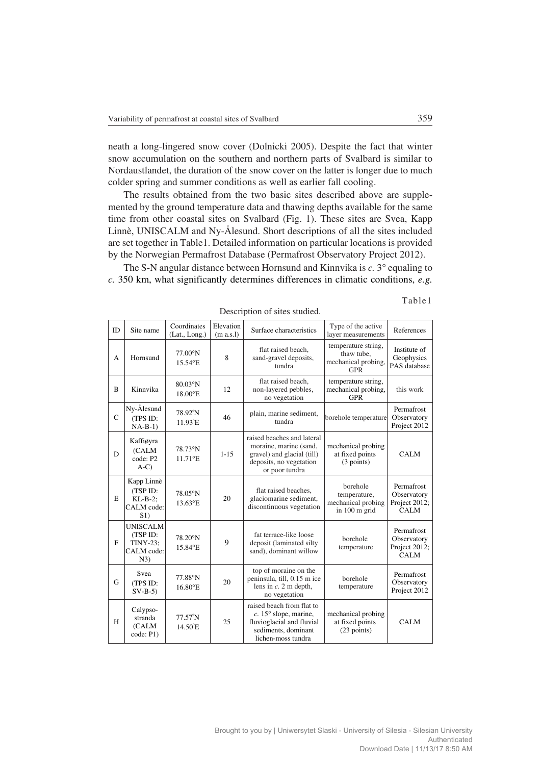neath a long-lingered snow cover (Dolnicki 2005). Despite the fact that winter snow accumulation on the southern and northern parts of Svalbard is similar to Nordaustlandet, the duration of the snow cover on the latter is longer due to much colder spring and summer conditions as well as earlier fall cooling.

The results obtained from the two basic sites described above are supplemented by the ground temperature data and thawing depths available for the same time from other coastal sites on Svalbard (Fig. 1). These sites are Svea, Kapp Linnè, UNISCALM and Ny-Ålesund. Short descriptions of all the sites included are set together in Table1. Detailed information on particular locations is provided by the Norwegian Permafrost Database (Permafrost Observatory Project 2012).

The S-N angular distance between Hornsund and Kinnvika is *c.* 3° equaling to *c.* 350 km, what significantly determines differences in climatic conditions, *e.g.*

Table 1

Description of sites studied.

| ID | Site name | Coordinates (Lat., Long.) | Elevation (m a.s.l) | Surface characteristics | Type of the active layer measurements | References |
|---|---|---|---|---|---|---|
| A | Hornsund | 77.00°N 15.54°E | 8 | flat raised beach, sand-gravel deposits, tundra | temperature string, thaw tube, mechanical probing, GPR | Institute of Geophysics PAS database |
| B | Kinnvika | 80.03°N 18.00°E | 12 | flat raised beach, non-layered pebbles, no vegetation | temperature string, mechanical probing, GPR | this work |
| C | Ny-Ålesund (TPS ID: NA-B-1) | 78.92°N 11.93°E | 46 | plain, marine sediment, tundra | borehole temperature | Permafrost Observatory Project 2012 |
| D | Kaffiøyra (CALM code: P2 A-C) | 78.73°N 11.71°E | 1-15 | raised beaches and lateral moraine, marine (sand, gravel) and glacial (till) deposits, no vegetation or poor tundra | mechanical probing at fixed points (3 points) | CALM |
| E | Kapp Linnè (TSP ID: KL-B-2; CALM code: S1) | 78.05°N 13.63°E | 20 | flat raised beaches, glaciomarine sediment, discontinuous vegetation | borehole temperature, mechanical probing in 100 m grid | Permafrost Observatory Project 2012; CALM |
| F | UNISCALM (TSP ID: TINY-23; CALM code: N3) | 78.20°N 15.84°E | 9 | fat terrace-like loose deposit (laminated silty sand), dominant willow | borehole temperature | Permafrost Observatory Project 2012; CALM |
| G | Svea (TPS ID: SV-B-5) | 77.88°N 16.80°E | 20 | top of moraine on the peninsula, till, 0.15 m ice lens in *c.* 2 m depth, no vegetation | borehole temperature | Permafrost Observatory Project 2012 |
| H | Calypso-stranda (CALM code: P1) | 77.57°N 14.50°E | 25 | raised beach from flat to *c.* 15° slope, marine, fluvioglacial and fluvial sediments, dominant lichen-moss tundra | mechanical probing at fixed points (23 points) | CALM |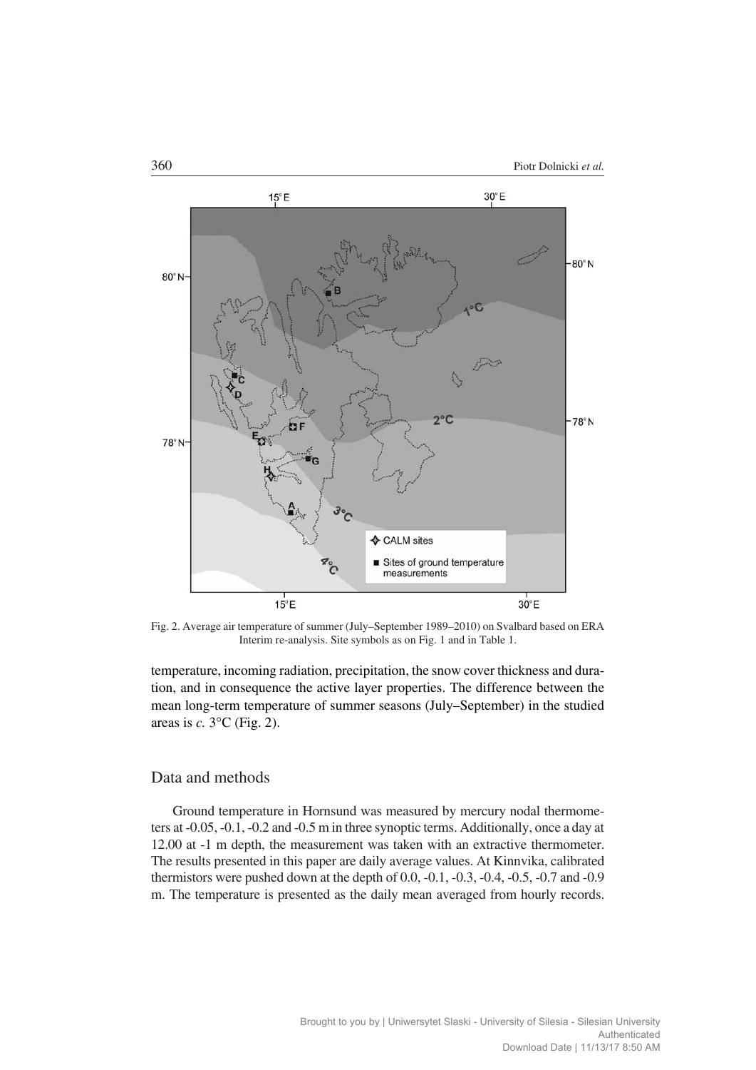Fig. 2. Average air temperature of summer (July–September 1989–2010) on Svalbard based on ERA Interim re-analysis. Site symbols as on Fig. 1 and in Table 1.

temperature, incoming radiation, precipitation, the snow cover thickness and duration, and in consequence the active layer properties. The difference between the mean long-term temperature of summer seasons (July–September) in the studied areas is *c.* 3°C (Fig. 2).

## Data and methods

Ground temperature in Hornsund was measured by mercury nodal thermometers at -0.05, -0.1, -0.2 and -0.5 m in three synoptic terms. Additionally, once a day at 12.00 at -1 m depth, the measurement was taken with an extractive thermometer. The results presented in this paper are daily average values. At Kinnvika, calibrated thermistors were pushed down at the depth of 0.0, -0.1, -0.3, -0.4, -0.5, -0.7 and -0.9 m. The temperature is presented as the daily mean averaged from hourly records.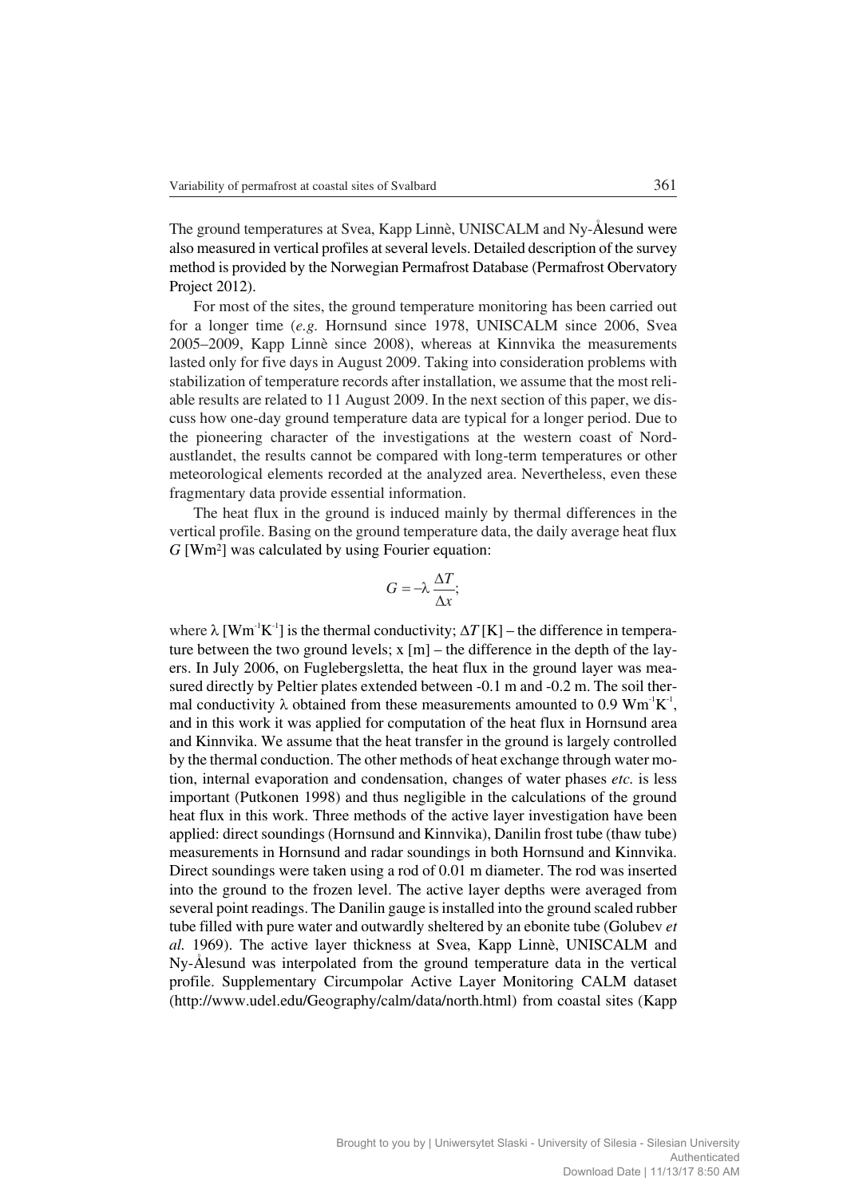The ground temperatures at Svea, Kapp Linnè, UNISCALM and Ny-Ålesund were also measured in vertical profiles at several levels. Detailed description of the survey method is provided by the Norwegian Permafrost Database (Permafrost Obervatory Project 2012).

For most of the sites, the ground temperature monitoring has been carried out for a longer time (*e.g*. Hornsund since 1978, UNISCALM since 2006, Svea 2005–2009, Kapp Linnè since 2008), whereas at Kinnvika the measurements lasted only for five days in August 2009. Taking into consideration problems with stabilization of temperature records after installation, we assume that the most reliable results are related to 11 August 2009. In the next section of this paper, we discuss how one-day ground temperature data are typical for a longer period. Due to the pioneering character of the investigations at the western coast of Nordaustlandet, the results cannot be compared with long-term temperatures or other meteorological elements recorded at the analyzed area. Nevertheless, even these fragmentary data provide essential information.

The heat flux in the ground is induced mainly by thermal differences in the vertical profile. Basing on the ground temperature data, the daily average heat flux $G$ [$Wm^2$] was calculated by using Fourier equation:

$$G = -\lambda \frac{\Delta T}{\Delta x};$$

where $\lambda$ [$Wm^{-1}K^{-1}$] is the thermal conductivity; $\Delta T$ [K] – the difference in temperature between the two ground levels; x [m] – the difference in the depth of the layers. In July 2006, on Fuglebergsletta, the heat flux in the ground layer was measured directly by Peltier plates extended between -0.1 m and -0.2 m. The soil thermal conductivity $\lambda$ obtained from these measurements amounted to 0.9 $Wm^{-1}K^{-1}$, and in this work it was applied for computation of the heat flux in Hornsund area and Kinnvika. We assume that the heat transfer in the ground is largely controlled by the thermal conduction. The other methods of heat exchange through water motion, internal evaporation and condensation, changes of water phases *etc.* is less important (Putkonen 1998) and thus negligible in the calculations of the ground heat flux in this work. Three methods of the active layer investigation have been applied: direct soundings (Hornsund and Kinnvika), Danilin frost tube (thaw tube) measurements in Hornsund and radar soundings in both Hornsund and Kinnvika. Direct soundings were taken using a rod of 0.01 m diameter. The rod was inserted into the ground to the frozen level. The active layer depths were averaged from several point readings. The Danilin gauge is installed into the ground scaled rubber tube filled with pure water and outwardly sheltered by an ebonite tube (Golubev *et al.* 1969). The active layer thickness at Svea, Kapp Linnè, UNISCALM and Ny-Ålesund was interpolated from the ground temperature data in the vertical profile. Supplementary Circumpolar Active Layer Monitoring CALM dataset (http://www.udel.edu/Geography/calm/data/north.html) from coastal sites (Kapp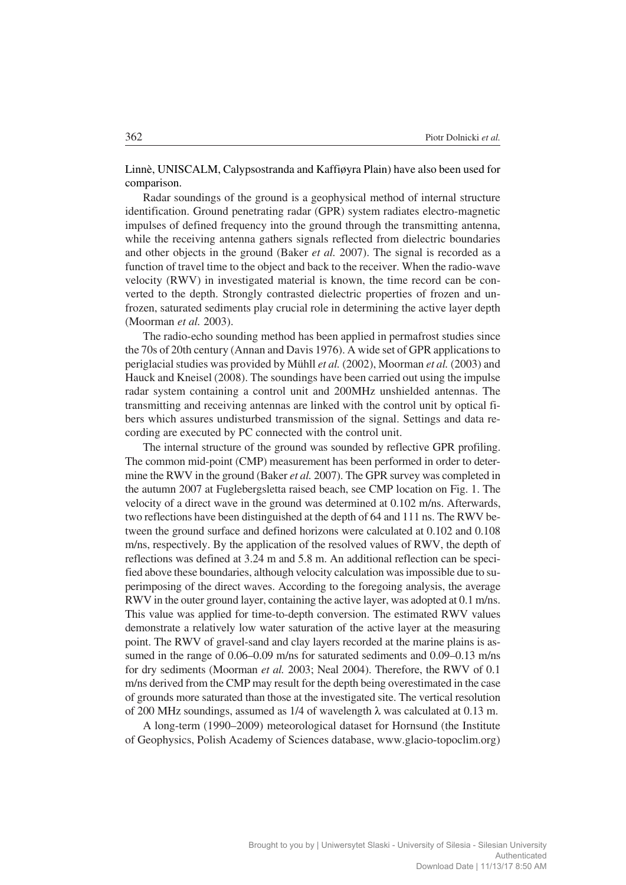Linnè, UNISCALM, Calypsostranda and Kaffiøyra Plain) have also been used for comparison.

Radar soundings of the ground is a geophysical method of internal structure identification. Ground penetrating radar (GPR) system radiates electro-magnetic impulses of defined frequency into the ground through the transmitting antenna, while the receiving antenna gathers signals reflected from dielectric boundaries and other objects in the ground (Baker *et al.* 2007). The signal is recorded as a function of travel time to the object and back to the receiver. When the radio-wave velocity (RWV) in investigated material is known, the time record can be converted to the depth. Strongly contrasted dielectric properties of frozen and unfrozen, saturated sediments play crucial role in determining the active layer depth (Moorman *et al.* 2003).

The radio-echo sounding method has been applied in permafrost studies since the 70s of 20th century (Annan and Davis 1976). A wide set of GPR applications to periglacial studies was provided by Mühll *et al.* (2002), Moorman *et al.* (2003) and Hauck and Kneisel (2008). The soundings have been carried out using the impulse radar system containing a control unit and 200MHz unshielded antennas. The transmitting and receiving antennas are linked with the control unit by optical fibers which assures undisturbed transmission of the signal. Settings and data recording are executed by PC connected with the control unit.

The internal structure of the ground was sounded by reflective GPR profiling. The common mid-point (CMP) measurement has been performed in order to determine the RWV in the ground (Baker *et al.* 2007). The GPR survey was completed in the autumn 2007 at Fuglebergsletta raised beach, see CMP location on Fig. 1. The velocity of a direct wave in the ground was determined at 0.102 m/ns. Afterwards, two reflections have been distinguished at the depth of 64 and 111 ns. The RWV between the ground surface and defined horizons were calculated at 0.102 and 0.108 m/ns, respectively. By the application of the resolved values of RWV, the depth of reflections was defined at 3.24 m and 5.8 m. An additional reflection can be specified above these boundaries, although velocity calculation was impossible due to superimposing of the direct waves. According to the foregoing analysis, the average RWV in the outer ground layer, containing the active layer, was adopted at 0.1 m/ns. This value was applied for time-to-depth conversion. The estimated RWV values demonstrate a relatively low water saturation of the active layer at the measuring point. The RWV of gravel-sand and clay layers recorded at the marine plains is assumed in the range of 0.06–0.09 m/ns for saturated sediments and 0.09–0.13 m/ns for dry sediments (Moorman *et al.* 2003; Neal 2004). Therefore, the RWV of 0.1 m/ns derived from the CMP may result for the depth being overestimated in the case of grounds more saturated than those at the investigated site. The vertical resolution of 200 MHz soundings, assumed as 1/4 of wavelength $\lambda$ was calculated at 0.13 m.

A long-term (1990–2009) meteorological dataset for Hornsund (the Institute of Geophysics, Polish Academy of Sciences database, www.glacio-topoclim.org)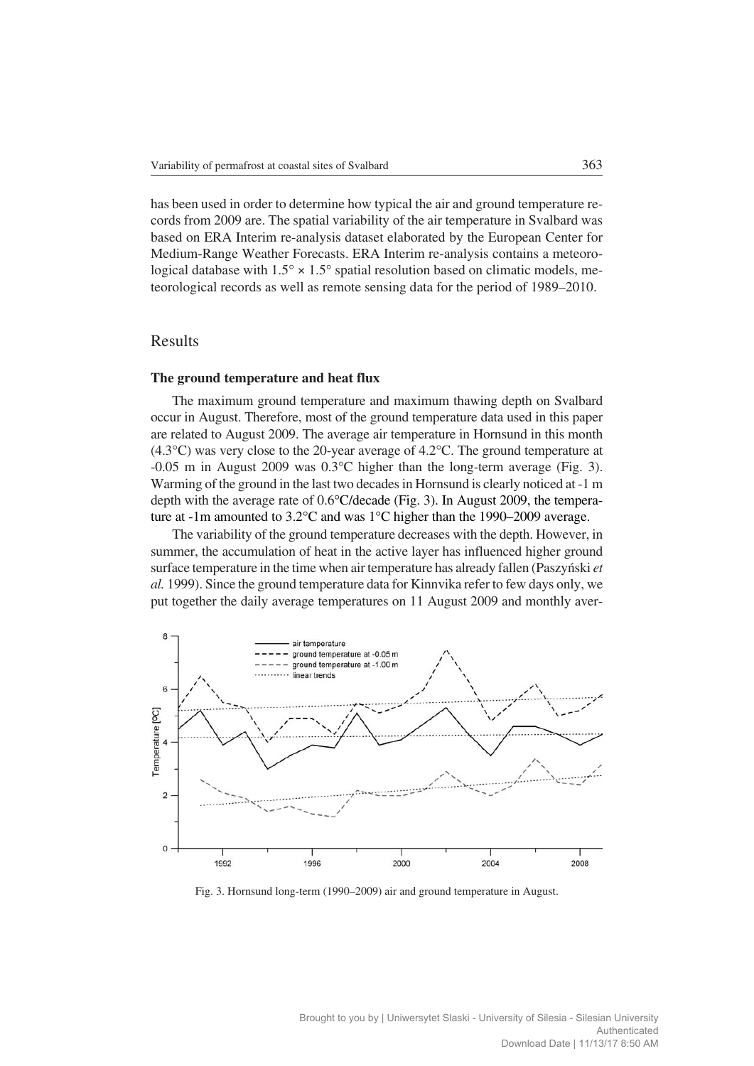has been used in order to determine how typical the air and ground temperature records from 2009 are. The spatial variability of the air temperature in Svalbard was based on ERA Interim re-analysis dataset elaborated by the European Center for Medium-Range Weather Forecasts. ERA Interim re-analysis contains a meteorological database with $1.5° \times 1.5°$ spatial resolution based on climatic models, meteorological records as well as remote sensing data for the period of 1989–2010.

## Results

### The ground temperature and heat flux

The maximum ground temperature and maximum thawing depth on Svalbard occur in August. Therefore, most of the ground temperature data used in this paper are related to August 2009. The average air temperature in Hornsund in this month (4.3°C) was very close to the 20-year average of 4.2°C. The ground temperature at -0.05 m in August 2009 was 0.3°C higher than the long-term average (Fig. 3). Warming of the ground in the last two decades in Hornsund is clearly noticed at -1 m depth with the average rate of 0.6°C/decade (Fig. 3). In August 2009, the temperature at -1m amounted to 3.2°C and was 1°C higher than the 1990–2009 average.

The variability of the ground temperature decreases with the depth. However, in summer, the accumulation of heat in the active layer has influenced higher ground surface temperature in the time when air temperature has already fallen (Paszyński *et al.* 1999). Since the ground temperature data for Kinnvika refer to few days only, we put together the daily average temperatures on 11 August 2009 and monthly aver-

Fig. 3. Hornsund long-term (1990–2009) air and ground temperature in August.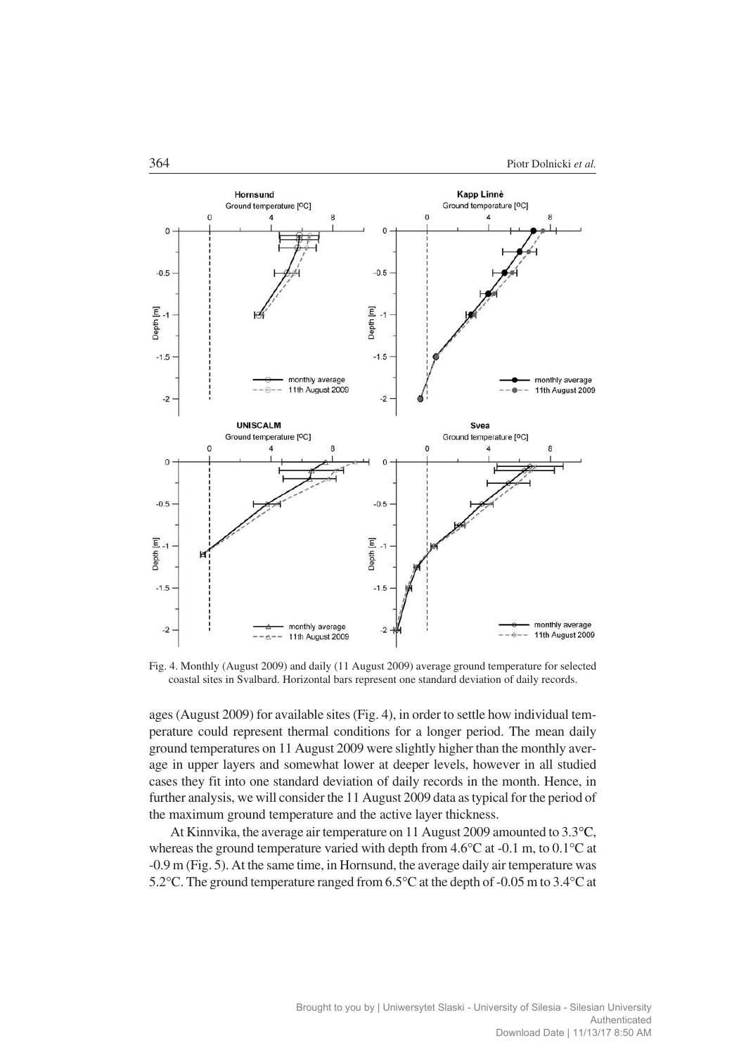Fig. 4. Monthly (August 2009) and daily (11 August 2009) average ground temperature for selected coastal sites in Svalbard. Horizontal bars represent one standard deviation of daily records.

ages (August 2009) for available sites (Fig. 4), in order to settle how individual temperature could represent thermal conditions for a longer period. The mean daily ground temperatures on 11 August 2009 were slightly higher than the monthly average in upper layers and somewhat lower at deeper levels, however in all studied cases they fit into one standard deviation of daily records in the month. Hence, in further analysis, we will consider the 11 August 2009 data as typical for the period of the maximum ground temperature and the active layer thickness.

At Kinnvika, the average air temperature on 11 August 2009 amounted to 3.3°C, whereas the ground temperature varied with depth from 4.6°C at -0.1 m, to 0.1°C at -0.9 m (Fig. 5). At the same time, in Hornsund, the average daily air temperature was 5.2°C. The ground temperature ranged from 6.5°C at the depth of -0.05 m to 3.4°C at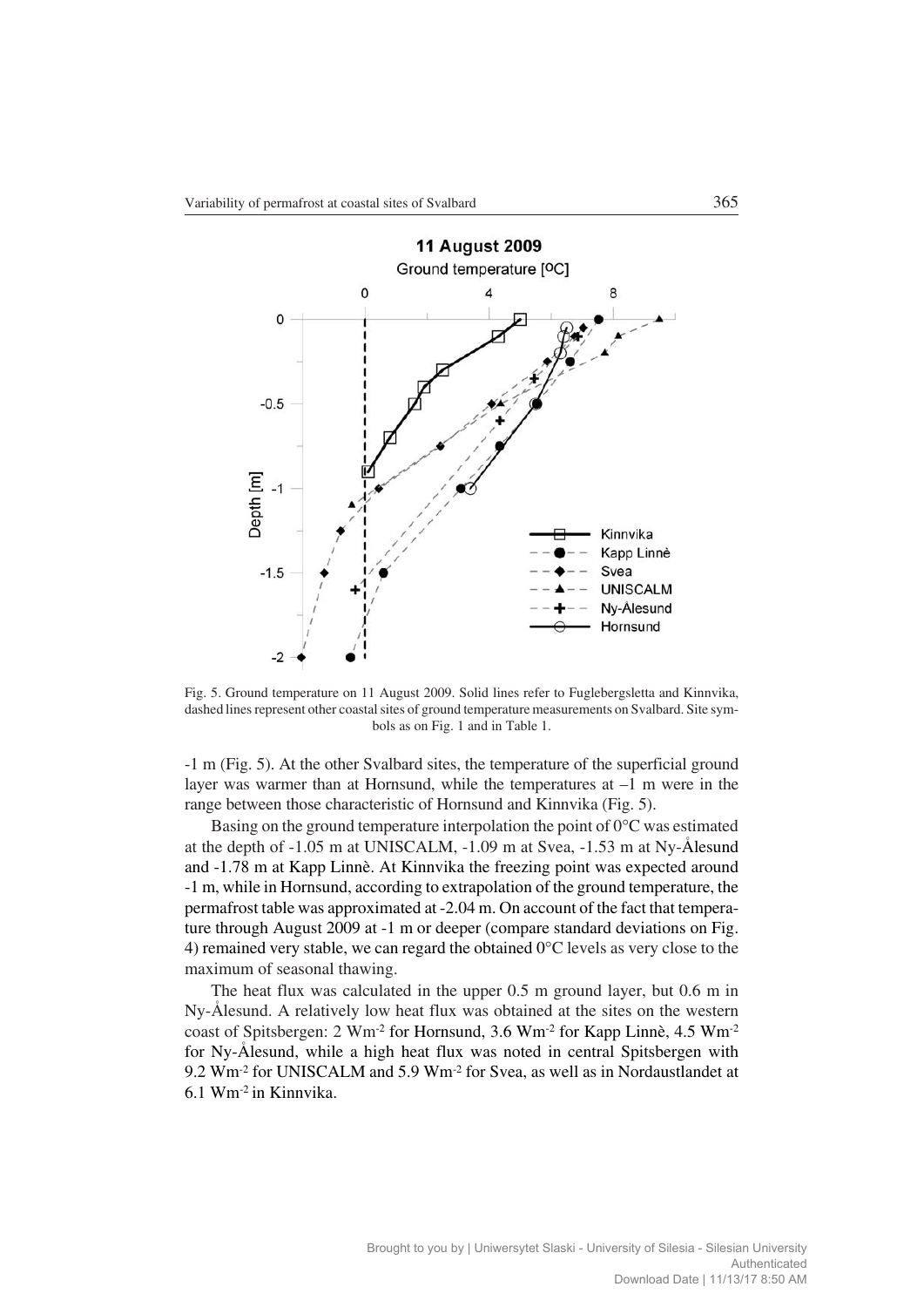Fig. 5. Ground temperature on 11 August 2009. Solid lines refer to Fuglebergsletta and Kinnvika, dashed lines represent other coastal sites of ground temperature measurements on Svalbard. Site symbols as on Fig. 1 and in Table 1.

-1 m (Fig. 5). At the other Svalbard sites, the temperature of the superficial ground layer was warmer than at Hornsund, while the temperatures at –1 m were in the range between those characteristic of Hornsund and Kinnvika (Fig. 5).

Basing on the ground temperature interpolation the point of 0°C was estimated at the depth of -1.05 m at UNISCALM, -1.09 m at Svea, -1.53 m at Ny-Ålesund and -1.78 m at Kapp Linnè. At Kinnvika the freezing point was expected around -1 m, while in Hornsund, according to extrapolation of the ground temperature, the permafrost table was approximated at -2.04 m. On account of the fact that temperature through August 2009 at -1 m or deeper (compare standard deviations on Fig. 4) remained very stable, we can regard the obtained 0°C levels as very close to the maximum of seasonal thawing.

The heat flux was calculated in the upper 0.5 m ground layer, but 0.6 m in Ny-Ålesund. A relatively low heat flux was obtained at the sites on the western coast of Spitsbergen: 2 $Wm^{-2}$ for Hornsund, 3.6 $Wm^{-2}$ for Kapp Linnè, 4.5 $Wm^{-2}$ for Ny-Ålesund, while a high heat flux was noted in central Spitsbergen with 9.2 $Wm^{-2}$ for UNISCALM and 5.9 $Wm^{-2}$ for Svea, as well as in Nordaustlandet at 6.1 $Wm^{-2}$ in Kinnvika.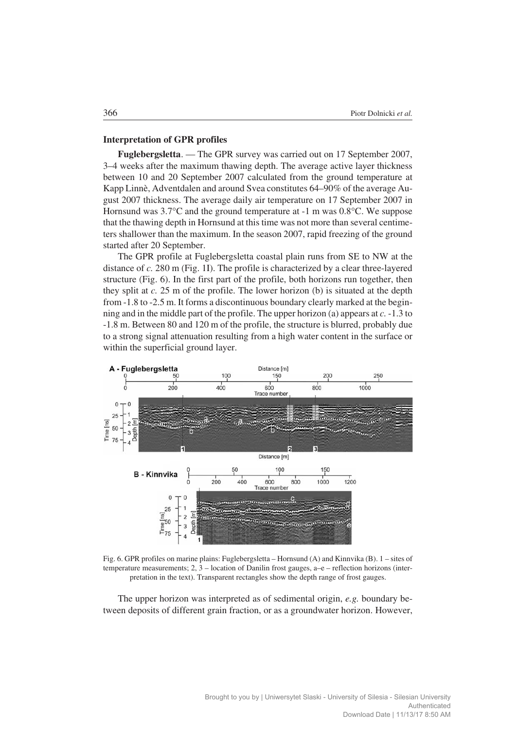### Interpretation of GPR profiles

**Fuglebergsletta**. — The GPR survey was carried out on 17 September 2007, 3–4 weeks after the maximum thawing depth. The average active layer thickness between 10 and 20 September 2007 calculated from the ground temperature at Kapp Linnè, Adventdalen and around Svea constitutes 64–90% of the average August 2007 thickness. The average daily air temperature on 17 September 2007 in Hornsund was 3.7°C and the ground temperature at -1 m was 0.8°C. We suppose that the thawing depth in Hornsund at this time was not more than several centimeters shallower than the maximum. In the season 2007, rapid freezing of the ground started after 20 September.

The GPR profile at Fuglebergsletta coastal plain runs from SE to NW at the distance of *c.* 280 m (Fig. 1I). The profile is characterized by a clear three-layered structure (Fig. 6). In the first part of the profile, both horizons run together, then they split at *c.* 25 m of the profile. The lower horizon (b) is situated at the depth from -1.8 to -2.5 m. It forms a discontinuous boundary clearly marked at the beginning and in the middle part of the profile. The upper horizon (a) appears at *c.* -1.3 to -1.8 m. Between 80 and 120 m of the profile, the structure is blurred, probably due to a strong signal attenuation resulting from a high water content in the surface or within the superficial ground layer.

Fig. 6. GPR profiles on marine plains: Fuglebergsletta – Hornsund (A) and Kinnvika (B). 1 – sites of temperature measurements; 2, 3 – location of Danilin frost gauges, a–e – reflection horizons (interpretation in the text). Transparent rectangles show the depth range of frost gauges.

The upper horizon was interpreted as of sedimental origin, *e.g.* boundary between deposits of different grain fraction, or as a groundwater horizon. However,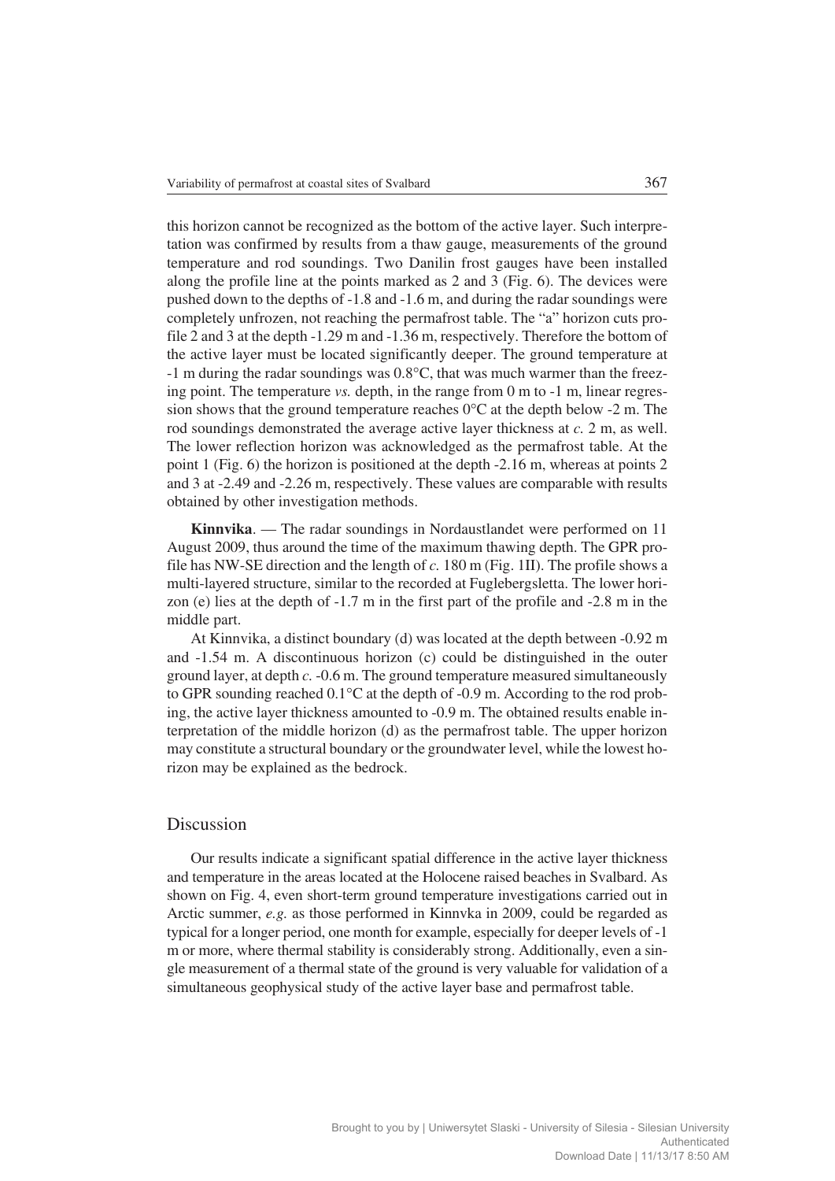this horizon cannot be recognized as the bottom of the active layer. Such interpretation was confirmed by results from a thaw gauge, measurements of the ground temperature and rod soundings. Two Danilin frost gauges have been installed along the profile line at the points marked as 2 and 3 (Fig. 6). The devices were pushed down to the depths of -1.8 and -1.6 m, and during the radar soundings were completely unfrozen, not reaching the permafrost table. The "a" horizon cuts profile 2 and 3 at the depth -1.29 m and -1.36 m, respectively. Therefore the bottom of the active layer must be located significantly deeper. The ground temperature at -1 m during the radar soundings was 0.8°C, that was much warmer than the freezing point. The temperature *vs.* depth, in the range from 0 m to -1 m, linear regression shows that the ground temperature reaches 0°C at the depth below -2 m. The rod soundings demonstrated the average active layer thickness at *c.* 2 m, as well. The lower reflection horizon was acknowledged as the permafrost table. At the point 1 (Fig. 6) the horizon is positioned at the depth -2.16 m, whereas at points 2 and 3 at -2.49 and -2.26 m, respectively. These values are comparable with results obtained by other investigation methods.

**Kinnvika**. — The radar soundings in Nordaustlandet were performed on 11 August 2009, thus around the time of the maximum thawing depth. The GPR profile has NW-SE direction and the length of *c.* 180 m (Fig. 1II). The profile shows a multi-layered structure, similar to the recorded at Fuglebergsletta. The lower horizon (e) lies at the depth of -1.7 m in the first part of the profile and -2.8 m in the middle part.

At Kinnvika, a distinct boundary (d) was located at the depth between -0.92 m and -1.54 m. A discontinuous horizon (c) could be distinguished in the outer ground layer, at depth *c.* -0.6 m. The ground temperature measured simultaneously to GPR sounding reached 0.1°C at the depth of -0.9 m. According to the rod probing, the active layer thickness amounted to -0.9 m. The obtained results enable interpretation of the middle horizon (d) as the permafrost table. The upper horizon may constitute a structural boundary or the groundwater level, while the lowest horizon may be explained as the bedrock.

## Discussion

Our results indicate a significant spatial difference in the active layer thickness and temperature in the areas located at the Holocene raised beaches in Svalbard. As shown on Fig. 4, even short-term ground temperature investigations carried out in Arctic summer, *e.g.* as those performed in Kinnvka in 2009, could be regarded as typical for a longer period, one month for example, especially for deeper levels of -1 m or more, where thermal stability is considerably strong. Additionally, even a single measurement of a thermal state of the ground is very valuable for validation of a simultaneous geophysical study of the active layer base and permafrost table.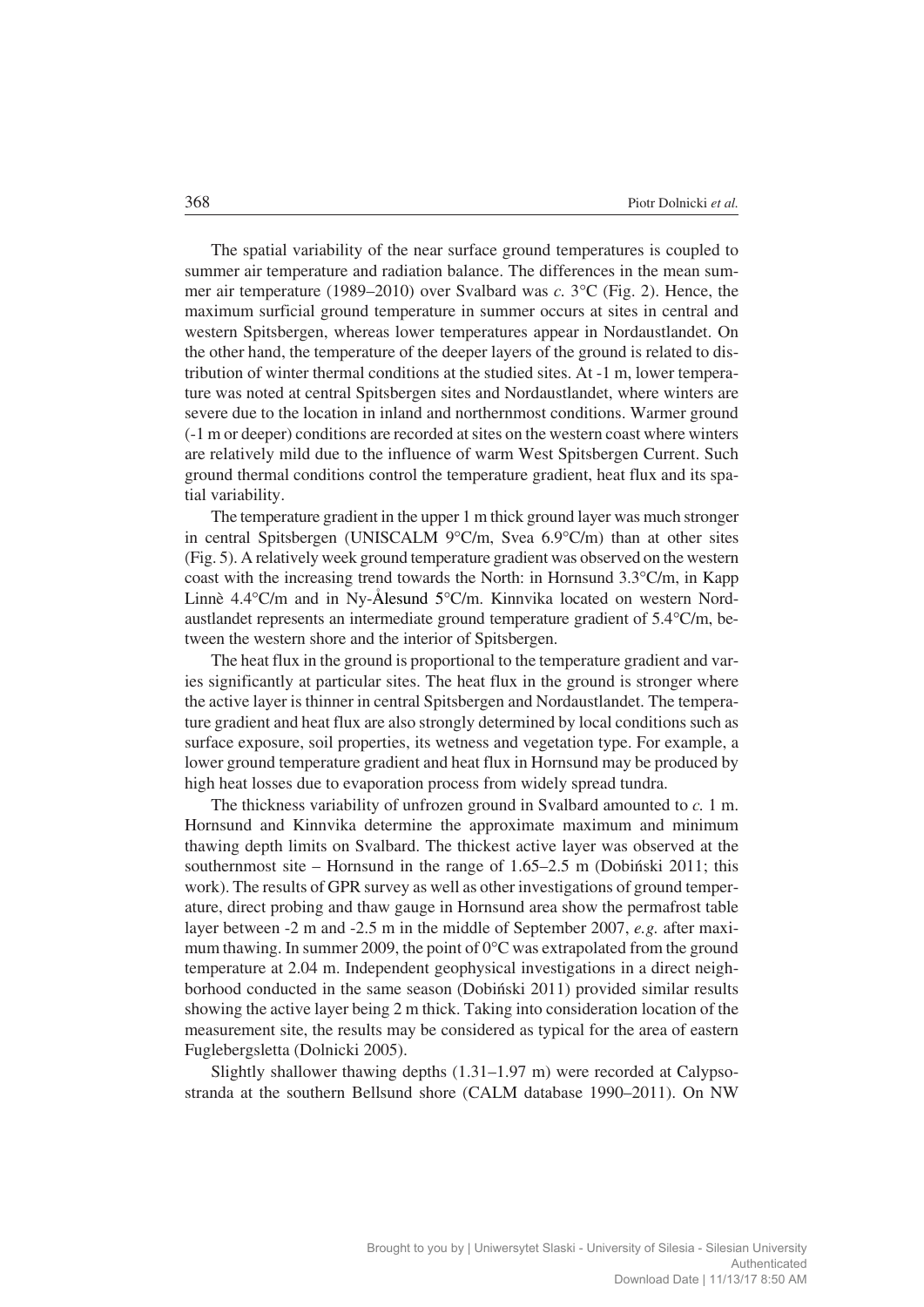The spatial variability of the near surface ground temperatures is coupled to summer air temperature and radiation balance. The differences in the mean summer air temperature (1989–2010) over Svalbard was *c.* 3°C (Fig. 2). Hence, the maximum surficial ground temperature in summer occurs at sites in central and western Spitsbergen, whereas lower temperatures appear in Nordaustlandet. On the other hand, the temperature of the deeper layers of the ground is related to distribution of winter thermal conditions at the studied sites. At -1 m, lower temperature was noted at central Spitsbergen sites and Nordaustlandet, where winters are severe due to the location in inland and northernmost conditions. Warmer ground (-1 m or deeper) conditions are recorded at sites on the western coast where winters are relatively mild due to the influence of warm West Spitsbergen Current. Such ground thermal conditions control the temperature gradient, heat flux and its spatial variability.

The temperature gradient in the upper 1 m thick ground layer was much stronger in central Spitsbergen (UNISCALM 9°C/m, Svea 6.9°C/m) than at other sites (Fig. 5). A relatively week ground temperature gradient was observed on the western coast with the increasing trend towards the North: in Hornsund 3.3°C/m, in Kapp Linnè 4.4°C/m and in Ny-Ålesund 5°C/m. Kinnvika located on western Nordaustlandet represents an intermediate ground temperature gradient of 5.4°C/m, between the western shore and the interior of Spitsbergen.

The heat flux in the ground is proportional to the temperature gradient and varies significantly at particular sites. The heat flux in the ground is stronger where the active layer is thinner in central Spitsbergen and Nordaustlandet. The temperature gradient and heat flux are also strongly determined by local conditions such as surface exposure, soil properties, its wetness and vegetation type. For example, a lower ground temperature gradient and heat flux in Hornsund may be produced by high heat losses due to evaporation process from widely spread tundra.

The thickness variability of unfrozen ground in Svalbard amounted to *c.* 1 m. Hornsund and Kinnvika determine the approximate maximum and minimum thawing depth limits on Svalbard. The thickest active layer was observed at the southernmost site – Hornsund in the range of 1.65–2.5 m (Dobiński 2011; this work). The results of GPR survey as well as other investigations of ground temperature, direct probing and thaw gauge in Hornsund area show the permafrost table layer between -2 m and -2.5 m in the middle of September 2007, *e.g.* after maximum thawing. In summer 2009, the point of 0°C was extrapolated from the ground temperature at 2.04 m. Independent geophysical investigations in a direct neighborhood conducted in the same season (Dobiński 2011) provided similar results showing the active layer being 2 m thick. Taking into consideration location of the measurement site, the results may be considered as typical for the area of eastern Fuglebergsletta (Dolnicki 2005).

Slightly shallower thawing depths (1.31–1.97 m) were recorded at Calypsostranda at the southern Bellsund shore (CALM database 1990–2011). On NW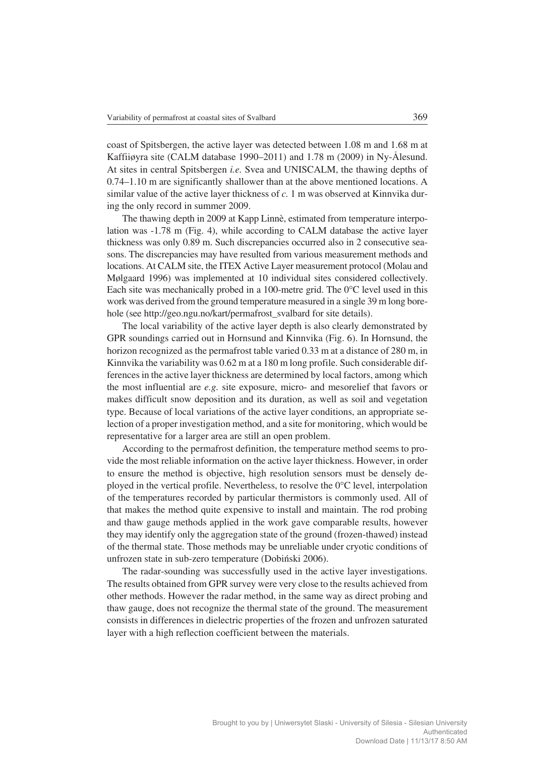coast of Spitsbergen, the active layer was detected between 1.08 m and 1.68 m at Kaffiiøyra site (CALM database 1990–2011) and 1.78 m (2009) in Ny-Ålesund. At sites in central Spitsbergen *i.e.* Svea and UNISCALM, the thawing depths of 0.74–1.10 m are significantly shallower than at the above mentioned locations. A similar value of the active layer thickness of *c.* 1 m was observed at Kinnvika during the only record in summer 2009.

The thawing depth in 2009 at Kapp Linnè, estimated from temperature interpolation was -1.78 m (Fig. 4), while according to CALM database the active layer thickness was only 0.89 m. Such discrepancies occurred also in 2 consecutive seasons. The discrepancies may have resulted from various measurement methods and locations. At CALM site, the ITEX Active Layer measurement protocol (Molau and Mølgaard 1996) was implemented at 10 individual sites considered collectively. Each site was mechanically probed in a 100-metre grid. The 0°C level used in this work was derived from the ground temperature measured in a single 39 m long borehole (see http://geo.ngu.no/kart/permafrost_svalbard for site details).

The local variability of the active layer depth is also clearly demonstrated by GPR soundings carried out in Hornsund and Kinnvika (Fig. 6). In Hornsund, the horizon recognized as the permafrost table varied 0.33 m at a distance of 280 m, in Kinnvika the variability was 0.62 m at a 180 m long profile. Such considerable differences in the active layer thickness are determined by local factors, among which the most influential are *e.g.* site exposure, micro- and mesorelief that favors or makes difficult snow deposition and its duration, as well as soil and vegetation type. Because of local variations of the active layer conditions, an appropriate selection of a proper investigation method, and a site for monitoring, which would be representative for a larger area are still an open problem.

According to the permafrost definition, the temperature method seems to provide the most reliable information on the active layer thickness. However, in order to ensure the method is objective, high resolution sensors must be densely deployed in the vertical profile. Nevertheless, to resolve the 0°C level, interpolation of the temperatures recorded by particular thermistors is commonly used. All of that makes the method quite expensive to install and maintain. The rod probing and thaw gauge methods applied in the work gave comparable results, however they may identify only the aggregation state of the ground (frozen-thawed) instead of the thermal state. Those methods may be unreliable under cryotic conditions of unfrozen state in sub-zero temperature (Dobiński 2006).

The radar-sounding was successfully used in the active layer investigations. The results obtained from GPR survey were very close to the results achieved from other methods. However the radar method, in the same way as direct probing and thaw gauge, does not recognize the thermal state of the ground. The measurement consists in differences in dielectric properties of the frozen and unfrozen saturated layer with a high reflection coefficient between the materials.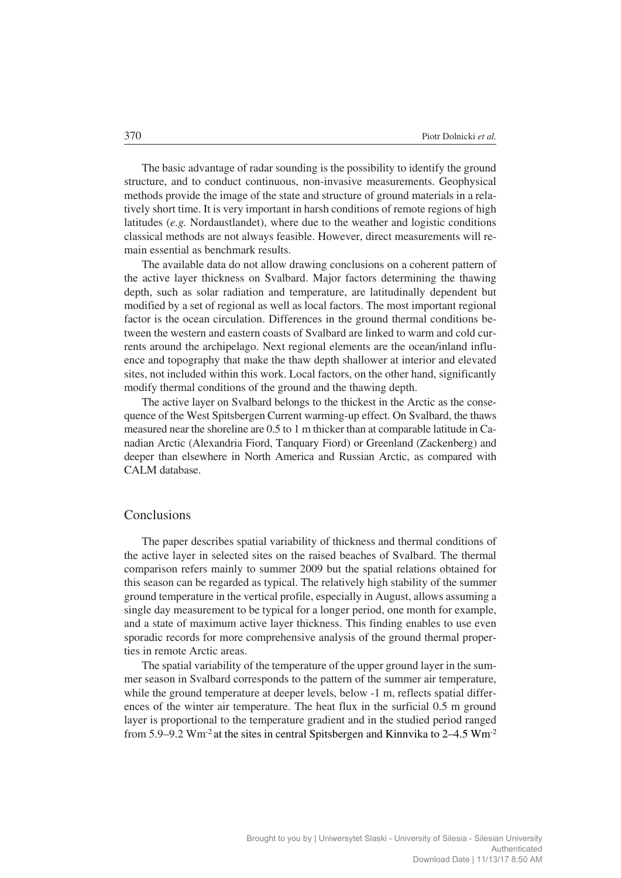The basic advantage of radar sounding is the possibility to identify the ground structure, and to conduct continuous, non-invasive measurements. Geophysical methods provide the image of the state and structure of ground materials in a relatively short time. It is very important in harsh conditions of remote regions of high latitudes (*e.g.* Nordaustlandet), where due to the weather and logistic conditions classical methods are not always feasible. However, direct measurements will remain essential as benchmark results.

The available data do not allow drawing conclusions on a coherent pattern of the active layer thickness on Svalbard. Major factors determining the thawing depth, such as solar radiation and temperature, are latitudinally dependent but modified by a set of regional as well as local factors. The most important regional factor is the ocean circulation. Differences in the ground thermal conditions between the western and eastern coasts of Svalbard are linked to warm and cold currents around the archipelago. Next regional elements are the ocean/inland influence and topography that make the thaw depth shallower at interior and elevated sites, not included within this work. Local factors, on the other hand, significantly modify thermal conditions of the ground and the thawing depth.

The active layer on Svalbard belongs to the thickest in the Arctic as the consequence of the West Spitsbergen Current warming-up effect. On Svalbard, the thaws measured near the shoreline are 0.5 to 1 m thicker than at comparable latitude in Canadian Arctic (Alexandria Fiord, Tanquary Fiord) or Greenland (Zackenberg) and deeper than elsewhere in North America and Russian Arctic, as compared with CALM database.

## Conclusions

The paper describes spatial variability of thickness and thermal conditions of the active layer in selected sites on the raised beaches of Svalbard. The thermal comparison refers mainly to summer 2009 but the spatial relations obtained for this season can be regarded as typical. The relatively high stability of the summer ground temperature in the vertical profile, especially in August, allows assuming a single day measurement to be typical for a longer period, one month for example, and a state of maximum active layer thickness. This finding enables to use even sporadic records for more comprehensive analysis of the ground thermal properties in remote Arctic areas.

The spatial variability of the temperature of the upper ground layer in the summer season in Svalbard corresponds to the pattern of the summer air temperature, while the ground temperature at deeper levels, below -1 m, reflects spatial differences of the winter air temperature. The heat flux in the surficial 0.5 m ground layer is proportional to the temperature gradient and in the studied period ranged from 5.9–9.2 $Wm^{-2}$ at the sites in central Spitsbergen and Kinnvika to 2–4.5 $Wm^{-2}$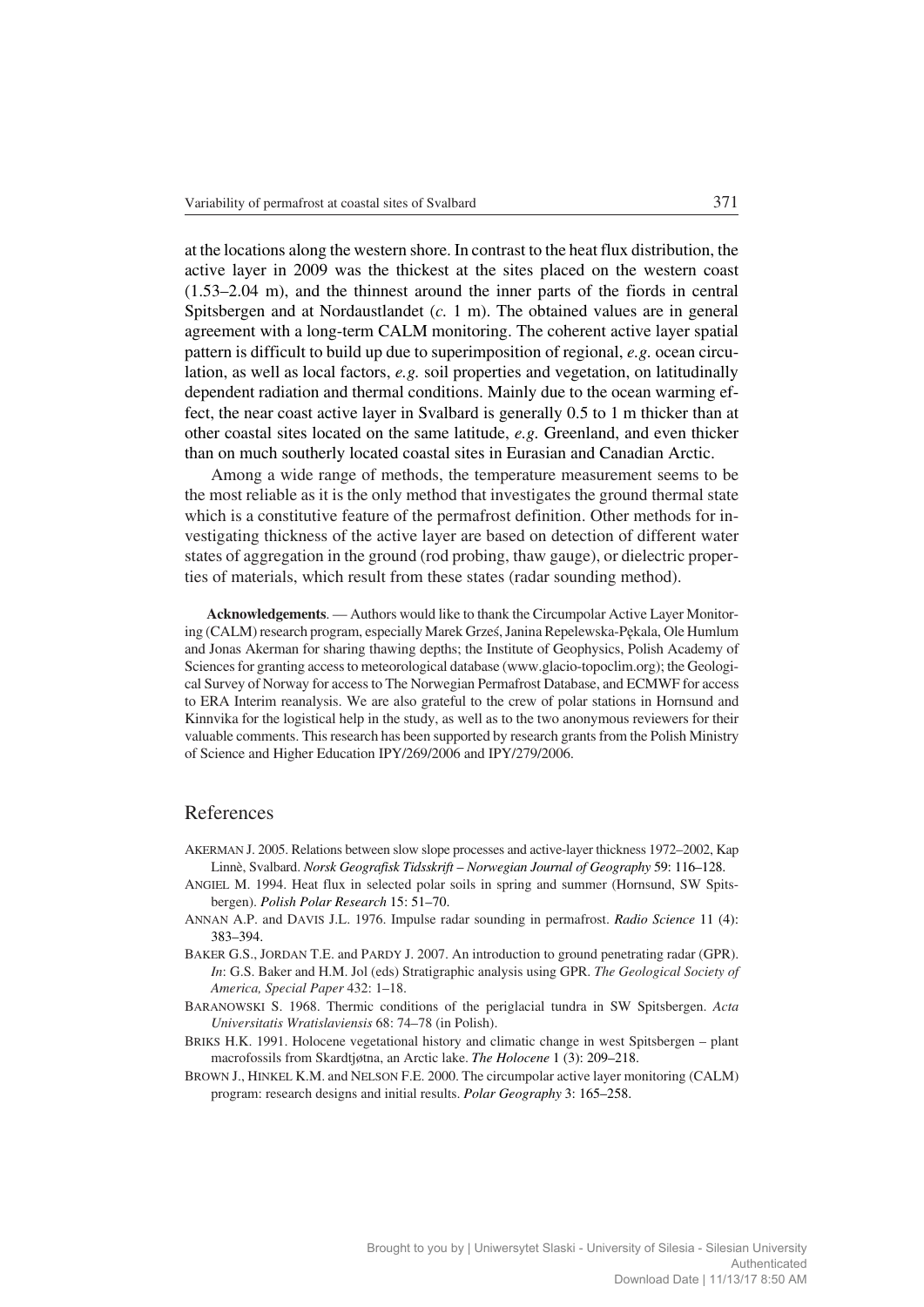at the locations along the western shore. In contrast to the heat flux distribution, the active layer in 2009 was the thickest at the sites placed on the western coast (1.53–2.04 m), and the thinnest around the inner parts of the fiords in central Spitsbergen and at Nordaustlandet (*c.* 1 m). The obtained values are in general agreement with a long-term CALM monitoring. The coherent active layer spatial pattern is difficult to build up due to superimposition of regional, *e.g.* ocean circulation, as well as local factors, *e.g.* soil properties and vegetation, on latitudinally dependent radiation and thermal conditions. Mainly due to the ocean warming effect, the near coast active layer in Svalbard is generally 0.5 to 1 m thicker than at other coastal sites located on the same latitude, *e.g.* Greenland, and even thicker than on much southerly located coastal sites in Eurasian and Canadian Arctic.

Among a wide range of methods, the temperature measurement seems to be the most reliable as it is the only method that investigates the ground thermal state which is a constitutive feature of the permafrost definition. Other methods for investigating thickness of the active layer are based on detection of different water states of aggregation in the ground (rod probing, thaw gauge), or dielectric properties of materials, which result from these states (radar sounding method).

**Acknowledgements**. — Authors would like to thank the Circumpolar Active Layer Monitoring (CALM) research program, especially Marek Grześ, Janina Repelewska-Pękala, Ole Humlum and Jonas Akerman for sharing thawing depths; the Institute of Geophysics, Polish Academy of Sciences for granting access to meteorological database (www.glacio-topoclim.org); the Geological Survey of Norway for access to The Norwegian Permafrost Database, and ECMWF for access to ERA Interim reanalysis. We are also grateful to the crew of polar stations in Hornsund and Kinnvika for the logistical help in the study, as well as to the two anonymous reviewers for their valuable comments. This research has been supported by research grants from the Polish Ministry of Science and Higher Education IPY/269/2006 and IPY/279/2006.

## References

AKERMAN J. 2005. Relations between slow slope processes and active-layer thickness 1972–2002, Kap Linnè, Svalbard. *Norsk Geografisk Tidsskrift – Norwegian Journal of Geography* 59: 116–128.

ANGIEL M. 1994. Heat flux in selected polar soils in spring and summer (Hornsund, SW Spitsbergen). *Polish Polar Research* 15: 51–70.

ANNAN A.P. and DAVIS J.L. 1976. Impulse radar sounding in permafrost. *Radio Science* 11 (4): 383–394.

BAKER G.S., JORDAN T.E. and PARDY J. 2007. An introduction to ground penetrating radar (GPR). *In*: G.S. Baker and H.M. Jol (eds) Stratigraphic analysis using GPR. *The Geological Society of America, Special Paper* 432: 1–18.

BARANOWSKI S. 1968. Thermic conditions of the periglacial tundra in SW Spitsbergen. *Acta Universitatis Wratislaviensis* 68: 74–78 (in Polish).

BRIKS H.K. 1991. Holocene vegetational history and climatic change in west Spitsbergen – plant macrofossils from Skardtjøtna, an Arctic lake. *The Holocene* 1 (3): 209–218.

BROWN J., HINKEL K.M. and NELSON F.E. 2000. The circumpolar active layer monitoring (CALM) program: research designs and initial results. *Polar Geography* 3: 165–258.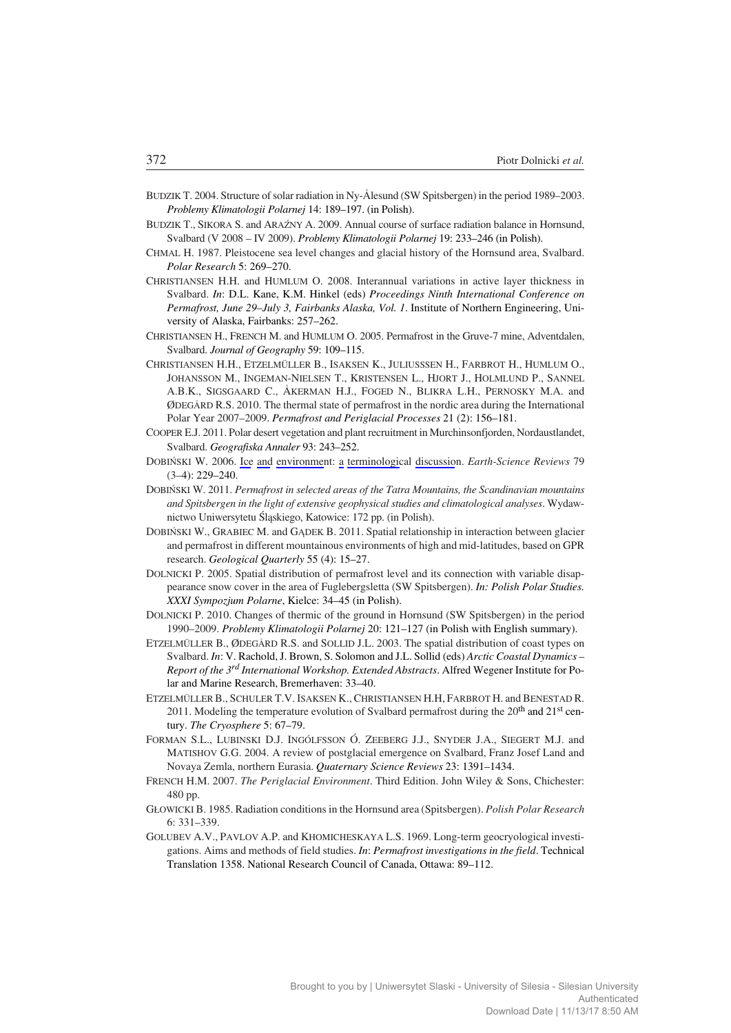BUDZIK T. 2004. Structure of solar radiation in Ny-Ålesund (SW Spitsbergen) in the period 1989–2003. *Problemy Klimatologii Polarnej* 14: 189–197. (in Polish).

BUDZIK T., SIKORA S. and ARAŹNY A. 2009. Annual course of surface radiation balance in Hornsund, Svalbard (V 2008 – IV 2009). *Problemy Klimatologii Polarnej* 19: 233–246 (in Polish).

CHMAL H. 1987. Pleistocene sea level changes and glacial history of the Hornsund area, Svalbard. *Polar Research* 5: 269–270.

CHRISTIANSEN H.H. and HUMLUM O. 2008. Interannual variations in active layer thickness in Svalbard. *In*: D.L. Kane, K.M. Hinkel (eds) *Proceedings Ninth International Conference on Permafrost, June 29–July 3, Fairbanks Alaska, Vol. 1*. Institute of Northern Engineering, University of Alaska, Fairbanks: 257–262.

CHRISTIANSEN H., FRENCH M. and HUMLUM O. 2005. Permafrost in the Gruve-7 mine, Adventdalen, Svalbard. *Journal of Geography* 59: 109–115.

CHRISTIANSEN H.H., ETZELMÜLLER B., ISAKSEN K., JULIUSSSEN H., FARBROT H., HUMLUM O., JOHANSSON M., INGEMAN-NIELSEN T., KRISTENSEN L., HJORT J., HOLMLUND P., SANNEL A.B.K., SIGSGAARD C., ÅKERMAN H.J., FOGED N., BLIKRA L.H., PERNOSKY M.A. and ØDEGÅRD R.S. 2010. The thermal state of permafrost in the nordic area during the International Polar Year 2007–2009. *Permafrost and Periglacial Processes* 21 (2): 156–181.

COOPER E.J. 2011. Polar desert vegetation and plant recruitment in Murchinsonfjorden, Nordaustlandet, Svalbard. *Geografiska Annaler* 93: 243–252.

DOBIŃSKI W. 2006. Ice and environment: a terminological discussion. *Earth-Science Reviews* 79 (3–4): 229–240.

DOBIŃSKI W. 2011. *Permafrost in selected areas of the Tatra Mountains, the Scandinavian mountains and Spitsbergen in the light of extensive geophysical studies and climatological analyses*. Wydawnictwo Uniwersytetu Śląskiego, Katowice: 172 pp. (in Polish).

DOBIŃSKI W., GRABIEC M. and GĄDEK B. 2011. Spatial relationship in interaction between glacier and permafrost in different mountainous environments of high and mid-latitudes, based on GPR research. *Geological Quarterly* 55 (4): 15–27.

DOLNICKI P. 2005. Spatial distribution of permafrost level and its connection with variable disappearance snow cover in the area of Fuglebergsletta (SW Spitsbergen). *In: Polish Polar Studies. XXXI Sympozjum Polarne*, Kielce: 34–45 (in Polish).

DOLNICKI P. 2010. Changes of thermic of the ground in Hornsund (SW Spitsbergen) in the period 1990–2009. *Problemy Klimatologii Polarnej* 20: 121–127 (in Polish with English summary).

ETZELMÜLLER B., ØDEGÅRD R.S. and SOLLID J.L. 2003. The spatial distribution of coast types on Svalbard. *In*: V. Rachold, J. Brown, S. Solomon and J.L. Sollid (eds) *Arctic Coastal Dynamics – Report of the 3rd International Workshop. Extended Abstracts*. Alfred Wegener Institute for Polar and Marine Research, Bremerhaven: 33–40.

ETZELMÜLLER B., SCHULER T.V. ISAKSEN K., CHRISTIANSEN H.H, FARBROT H. and BENESTAD R. 2011. Modeling the temperature evolution of Svalbard permafrost during the 20th and 21st century. *The Cryosphere* 5: 67–79.

FORMAN S.L., LUBINSKI D.J. INGÓLFSSON Ó. ZEEBERG J.J., SNYDER J.A., SIEGERT M.J. and MATISHOV G.G. 2004. A review of postglacial emergence on Svalbard, Franz Josef Land and Novaya Zemla, northern Eurasia. *Quaternary Science Reviews* 23: 1391–1434.

FRENCH H.M. 2007. *The Periglacial Environment*. Third Edition. John Wiley & Sons, Chichester: 480 pp.

GŁOWICKI B. 1985. Radiation conditions in the Hornsund area (Spitsbergen). *Polish Polar Research* 6: 331–339.

GOLUBEV A.V., PAVLOV A.P. and KHOMICHESKAYA L.S. 1969. Long-term geocryological investigations. Aims and methods of field studies. *In*: *Permafrost investigations in the field*. Technical Translation 1358. National Research Council of Canada, Ottawa: 89–112.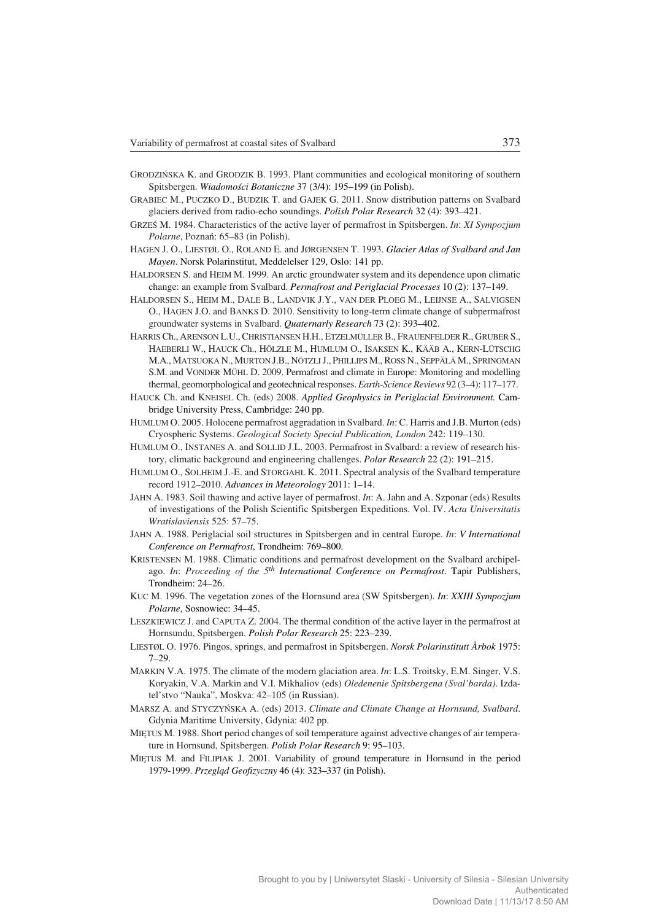GRODZIŃSKA K. and GRODZIK B. 1993. Plant communities and ecological monitoring of southern Spitsbergen. *Wiadomości Botaniczne* 37 (3/4): 195–199 (in Polish).

GRABIEC M., PUCZKO D., BUDZIK T. and GAJEK G. 2011. Snow distribution patterns on Svalbard glaciers derived from radio-echo soundings. *Polish Polar Research* 32 (4): 393–421.

GRZEŚ M. 1984. Characteristics of the active layer of permafrost in Spitsbergen. *In*: *XI Sympozjum Polarne*, Poznań: 65–83 (in Polish).

HAGEN J. O., LIESTØL O., ROLAND E. and JØRGENSEN T. 1993. *Glacier Atlas of Svalbard and Jan Mayen*. Norsk Polarinstitut, Meddelelser 129, Oslo: 141 pp.

HALDORSEN S. and HEIM M. 1999. An arctic groundwater system and its dependence upon climatic change: an example from Svalbard. *Permafrost and Periglacial Processes* 10 (2): 137–149.

HALDORSEN S., HEIM M., DALE B., LANDVIK J.Y., VAN DER PLOEG M., LEIJNSE A., SALVIGSEN O., HAGEN J.O. and BANKS D. 2010. Sensitivity to long-term climate change of subpermafrost groundwater systems in Svalbard. *Quaternarly Research* 73 (2): 393–402.

HARRIS Ch., ARENSON L.U., CHRISTIANSEN H.H., ETZELMÜLLER B., FRAUENFELDER R., GRUBER S., HAEBERLI W., HAUCK Ch., HÖLZLE M., HUMLUM O., ISAKSEN K., KÄÄB A., KERN-LÜTSCHG M.A., MATSUOKA N., MURTON J.B., NÖTZLI J., PHILLIPS M., ROSS N., SEPPÄLÄ M., SPRINGMAN S.M. and VONDER MÜHL D. 2009. Permafrost and climate in Europe: Monitoring and modelling thermal, geomorphological and geotechnical responses. *Earth-Science Reviews* 92 (3–4): 117–177.

HAUCK Ch. and KNEISEL Ch. (eds) 2008. *Applied Geophysics in Periglacial Environment.* Cambridge University Press, Cambridge: 240 pp.

HUMLUM O. 2005. Holocene permafrost aggradation in Svalbard. *In*: C. Harris and J.B. Murton (eds) Cryospheric Systems. *Geological Society Special Publication, London* 242: 119–130.

HUMLUM O., INSTANES A. and SOLLID J.L. 2003. Permafrost in Svalbard: a review of research history, climatic background and engineering challenges. *Polar Research* 22 (2): 191–215.

HUMLUM O., SOLHEIM J.-E. and STORGAHL K. 2011. Spectral analysis of the Svalbard temperature record 1912–2010. *Advances in Meteorology* 2011: 1–14.

JAHN A. 1983. Soil thawing and active layer of permafrost. *In*: A. Jahn and A. Szponar (eds) Results of investigations of the Polish Scientific Spitsbergen Expeditions. Vol. IV. *Acta Universitatis Wratislaviensis* 525: 57–75.

JAHN A. 1988. Periglacial soil structures in Spitsbergen and in central Europe. *In*: *V International Conference on Permafrost*, Trondheim: 769–800.

KRISTENSEN M. 1988. Climatic conditions and permafrost development on the Svalbard archipelago. *In*: *Proceeding of the 5th International Conference on Permafrost*. Tapir Publishers, Trondheim: 24–26.

KUC M. 1996. The vegetation zones of the Hornsund area (SW Spitsbergen). *In*: *XXIII Sympozjum Polarne*, Sosnowiec: 34–45.

LESZKIEWICZ J. and CAPUTA Z. 2004. The thermal condition of the active layer in the permafrost at Hornsundu, Spitsbergen. *Polish Polar Research* 25: 223–239.

LIESTØL O. 1976. Pingos, springs, and permafrost in Spitsbergen. *Norsk Polarinstitutt Årbok* 1975: 7–29.

MARKIN V.A. 1975. The climate of the modern glaciation area. *In*: L.S. Troitsky, E.M. Singer, V.S. Koryakin, V.A. Markin and V.I. Mikhaliov (eds) *Oledenenie Spitsbergena (Sval'barda)*. Izdatel'stvo "Nauka", Moskva: 42–105 (in Russian).

MARSZ A. and STYCZYŃSKA A. (eds) 2013. *Climate and Climate Change at Hornsund, Svalbard*. Gdynia Maritime University, Gdynia: 402 pp.

MIĘTUS M. 1988. Short period changes of soil temperature against advective changes of air temperature in Hornsund, Spitsbergen. *Polish Polar Research* 9: 95–103.

MIĘTUS M. and FILIPIAK J. 2001. Variability of ground temperature in Hornsund in the period 1979-1999. *Przegląd Geofizyczny* 46 (4): 323–337 (in Polish).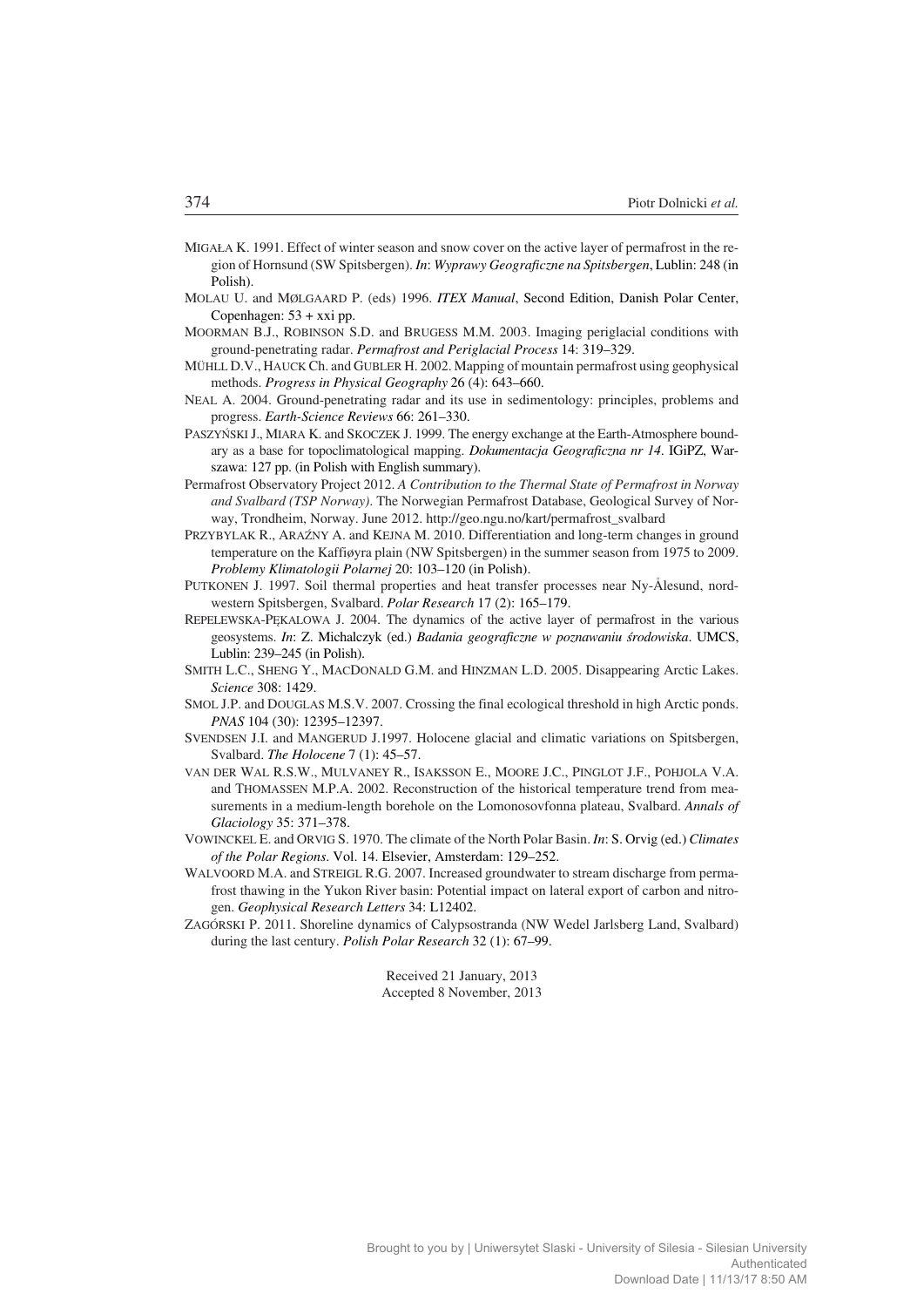MIGAŁA K. 1991. Effect of winter season and snow cover on the active layer of permafrost in the region of Hornsund (SW Spitsbergen). *In*: *Wyprawy Geograficzne na Spitsbergen*, Lublin: 248 (in Polish).

MOLAU U. and MØLGAARD P. (eds) 1996. *ITEX Manual*, Second Edition, Danish Polar Center, Copenhagen: 53 + xxi pp.

MOORMAN B.J., ROBINSON S.D. and BRUGESS M.M. 2003. Imaging periglacial conditions with ground-penetrating radar. *Permafrost and Periglacial Process* 14: 319–329.

MÜHLL D.V., HAUCK Ch. and GUBLER H. 2002. Mapping of mountain permafrost using geophysical methods. *Progress in Physical Geography* 26 (4): 643–660.

NEAL A. 2004. Ground-penetrating radar and its use in sedimentology: principles, problems and progress. *Earth-Science Reviews* 66: 261–330.

PASZYŃSKI J., MIARA K. and SKOCZEK J. 1999. The energy exchange at the Earth-Atmosphere boundary as a base for topoclimatological mapping. *Dokumentacja Geograficzna nr 14*. IGiPZ, Warszawa: 127 pp. (in Polish with English summary).

Permafrost Observatory Project 2012. *A Contribution to the Thermal State of Permafrost in Norway and Svalbard (TSP Norway)*. The Norwegian Permafrost Database, Geological Survey of Norway, Trondheim, Norway. June 2012. http://geo.ngu.no/kart/permafrost_svalbard

PRZYBYLAK R., ARAŹNY A. and KEJNA M. 2010. Differentiation and long-term changes in ground temperature on the Kaffiøyra plain (NW Spitsbergen) in the summer season from 1975 to 2009. *Problemy Klimatologii Polarnej* 20: 103–120 (in Polish).

PUTKONEN J. 1997. Soil thermal properties and heat transfer processes near Ny-Ålesund, northwestern Spitsbergen, Svalbard. *Polar Research* 17 (2): 165–179.

REPELEWSKA-PĘKALOWA J. 2004. The dynamics of the active layer of permafrost in the various geosystems. *In*: Z. Michalczyk (ed.) *Badania geograficzne w poznawaniu środowiska*. UMCS, Lublin: 239–245 (in Polish).

SMITH L.C., SHENG Y., MACDONALD G.M. and HINZMAN L.D. 2005. Disappearing Arctic Lakes. *Science* 308: 1429.

SMOL J.P. and DOUGLAS M.S.V. 2007. Crossing the final ecological threshold in high Arctic ponds. *PNAS* 104 (30): 12395–12397.

SVENDSEN J.I. and MANGERUD J.1997. Holocene glacial and climatic variations on Spitsbergen, Svalbard. *The Holocene* 7 (1): 45–57.

VAN DER WAL R.S.W., MULVANEY R., ISAKSSON E., MOORE J.C., PINGLOT J.F., POHJOLA V.A. and THOMASSEN M.P.A. 2002. Reconstruction of the historical temperature trend from measurements in a medium-length borehole on the Lomonosovfonna plateau, Svalbard. *Annals of Glaciology* 35: 371–378.

VOWINCKEL E. and ORVIG S. 1970. The climate of the North Polar Basin. *In*: S. Orvig (ed.) *Climates of the Polar Regions*. Vol. 14. Elsevier, Amsterdam: 129–252.

WALVOORD M.A. and STREIGL R.G. 2007. Increased groundwater to stream discharge from permafrost thawing in the Yukon River basin: Potential impact on lateral export of carbon and nitrogen. *Geophysical Research Letters* 34: L12402.

ZAGÓRSKI P. 2011. Shoreline dynamics of Calypsostranda (NW Wedel Jarlsberg Land, Svalbard) during the last century. *Polish Polar Research* 32 (1): 67–99.

Received 21 January, 2013
Accepted 8 November, 2013